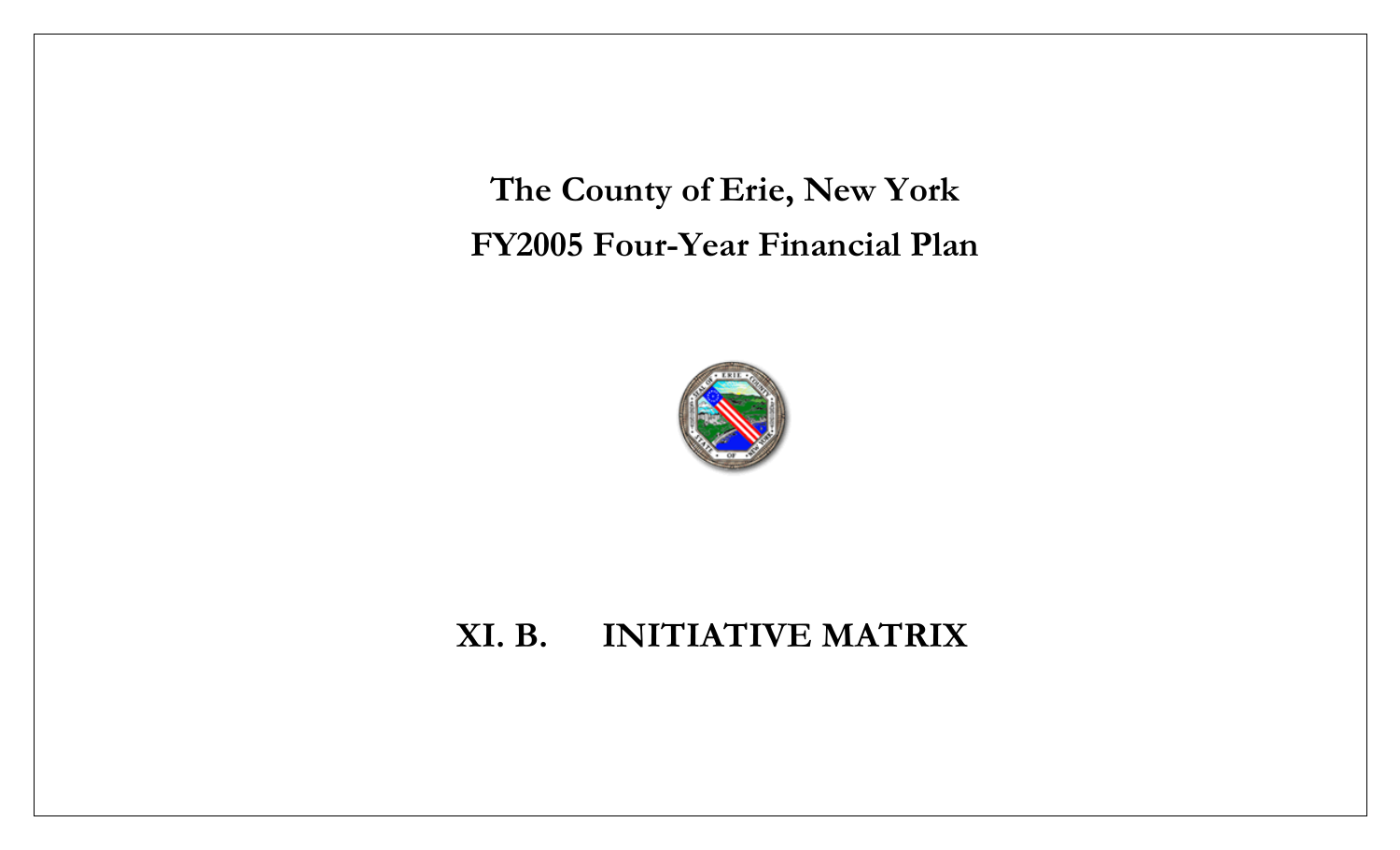# The County of Erie, New York

# FY2005 Four-Year Financial Plan

## XI. B. INITIATIVE MATRIX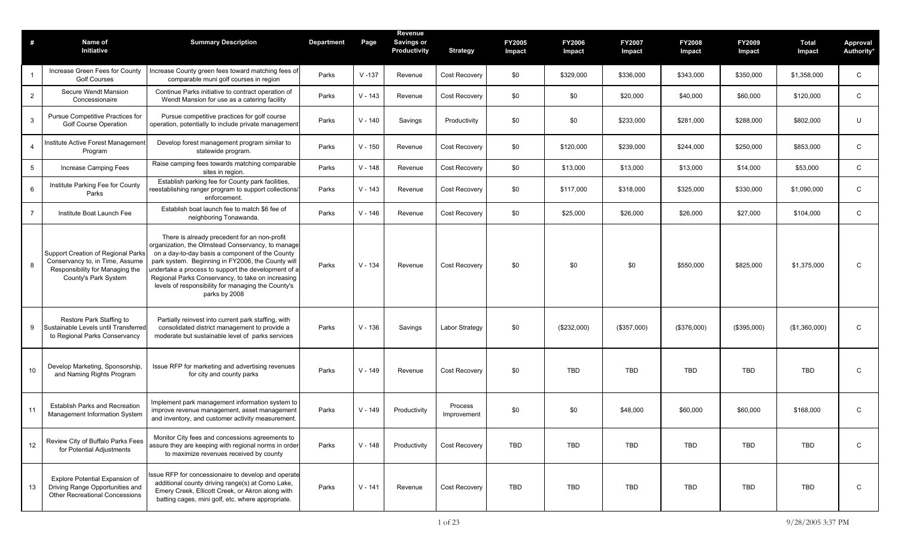| # | Name of Initiative | Summary Description | Department | Page | Revenue Savings or Productivity | Strategy | FY2005 Impact | FY2006 Impact | FY2007 Impact | FY2008 Impact | FY2009 Impact | Total Impact | Approval Authority* |
|---|---|---|---|---|---|---|---|---|---|---|---|---|---|
| 1 | Increase Green Fees for County Golf Courses | Increase County green fees toward matching fees of comparable muni golf courses in region | Parks | V -137 | Revenue | Cost Recovery | $0 | $329,000 | $336,000 | $343,000 | $350,000 | $1,358,000 | C |
| 2 | Secure Wendt Mansion Concessionaire | Continue Parks initiative to contract operation of Wendt Mansion for use as a catering facility | Parks | V - 143 | Revenue | Cost Recovery | $0 | $0 | $20,000 | $40,000 | $60,000 | $120,000 | C |
| 3 | Pursue Competitive Practices for Golf Course Operation | Pursue competitive practices for golf course operation, potentially to include private management | Parks | V - 140 | Savings | Productivity | $0 | $0 | $233,000 | $281,000 | $288,000 | $802,000 | U |
| 4 | Institute Active Forest Management Program | Develop forest management program similar to statewide program. | Parks | V - 150 | Revenue | Cost Recovery | $0 | $120,000 | $239,000 | $244,000 | $250,000 | $853,000 | C |
| 5 | Increase Camping Fees | Raise camping fees towards matching comparable sites in region. | Parks | V - 148 | Revenue | Cost Recovery | $0 | $13,000 | $13,000 | $13,000 | $14,000 | $53,000 | C |
| 6 | Institute Parking Fee for County Parks | Establish parking fee for County park facilities, reestablishing ranger program to support collections/ enforcement. | Parks | V - 143 | Revenue | Cost Recovery | $0 | $117,000 | $318,000 | $325,000 | $330,000 | $1,090,000 | C |
| 7 | Institute Boat Launch Fee | Establish boat launch fee to match $6 fee of neighboring Tonawanda. | Parks | V - 146 | Revenue | Cost Recovery | $0 | $25,000 | $26,000 | $26,000 | $27,000 | $104,000 | C |
| 8 | Support Creation of Regional Parks Conservancy to, in Time, Assume Responsibility for Managing the County's Park System | There is already precedent for an non-profit organization, the Olmstead Conservancy, to manage on a day-to-day basis a component of the County park system. Beginning in FY2006, the County will undertake a process to support the development of a Regional Parks Conservancy, to take on increasing levels of responsibility for managing the County's parks by 2008 | Parks | V - 134 | Revenue | Cost Recovery | $0 | $0 | $0 | $550,000 | $825,000 | $1,375,000 | C |
| 9 | Restore Park Staffing to Sustainable Levels until Transferred to Regional Parks Conservancy | Partially reinvest into current park staffing, with consolidated district management to provide a moderate but sustainable level of parks services | Parks | V - 136 | Savings | Labor Strategy | $0 | ($232,000) | ($357,000) | ($376,000) | ($395,000) | ($1,360,000) | C |
| 10 | Develop Marketing, Sponsorship, and Naming Rights Program | Issue RFP for marketing and advertising revenues for city and county parks | Parks | V - 149 | Revenue | Cost Recovery | $0 | TBD | TBD | TBD | TBD | TBD | C |
| 11 | Establish Parks and Recreation Management Information System | Implement park management information system to improve revenue management, asset management and inventory, and customer activity measurement. | Parks | V - 149 | Productivity | Process Improvement | $0 | $0 | $48,000 | $60,000 | $60,000 | $168,000 | C |
| 12 | Review City of Buffalo Parks Fees for Potential Adjustments | Monitor City fees and concessions agreements to assure they are keeping with regional norms in order to maximize revenues received by county | Parks | V - 148 | Productivity | Cost Recovery | TBD | TBD | TBD | TBD | TBD | TBD | C |
| 13 | Explore Potential Expansion of Driving Range Opportunities and Other Recreational Concessions | Issue RFP for concessionaire to develop and operate additional county driving range(s) at Como Lake, Emery Creek, Ellicott Creek, or Akron along with batting cages, mini golf, etc. where appropriate. | Parks | V - 141 | Revenue | Cost Recovery | TBD | TBD | TBD | TBD | TBD | TBD | C |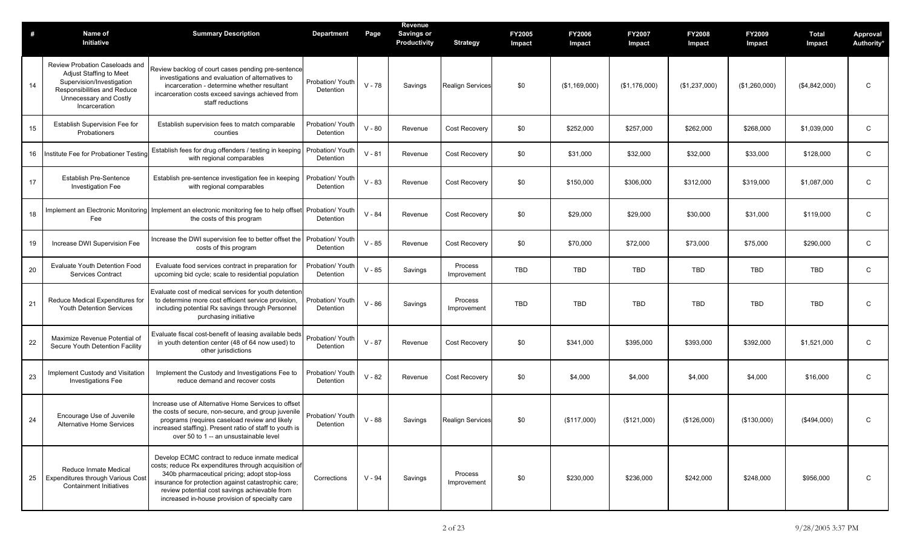| # | Name of Initiative | Summary Description | Department | Page | Revenue Savings or Productivity | Strategy | FY2005 Impact | FY2006 Impact | FY2007 Impact | FY2008 Impact | FY2009 Impact | Total Impact | Approval Authority* |
|---|---|---|---|---|---|---|---|---|---|---|---|---|---|
| 14 | Review Probation Caseloads and Adjust Staffing to Meet Supervision/Investigation Responsibilities and Reduce Unnecessary and Costly Incarceration | Review backlog of court cases pending pre-sentence investigations and evaluation of alternatives to incarceration - determine whether resultant incarceration costs exceed savings achieved from staff reductions | Probation/ Youth Detention | V - 78 | Savings | Realign Services | $0 | ($1,169,000) | ($1,176,000) | ($1,237,000) | ($1,260,000) | ($4,842,000) | C |
| 15 | Establish Supervision Fee for Probationers | Establish supervision fees to match comparable counties | Probation/ Youth Detention | V - 80 | Revenue | Cost Recovery | $0 | $252,000 | $257,000 | $262,000 | $268,000 | $1,039,000 | C |
| 16 | Institute Fee for Probationer Testing | Establish fees for drug offenders / testing in keeping with regional comparables | Probation/ Youth Detention | V - 81 | Revenue | Cost Recovery | $0 | $31,000 | $32,000 | $32,000 | $33,000 | $128,000 | C |
| 17 | Establish Pre-Sentence Investigation Fee | Establish pre-sentence investigation fee in keeping with regional comparables | Probation/ Youth Detention | V - 83 | Revenue | Cost Recovery | $0 | $150,000 | $306,000 | $312,000 | $319,000 | $1,087,000 | C |
| 18 | Implement an Electronic Monitoring Fee | Implement an electronic monitoring fee to help offset the costs of this program | Probation/ Youth Detention | V - 84 | Revenue | Cost Recovery | $0 | $29,000 | $29,000 | $30,000 | $31,000 | $119,000 | C |
| 19 | Increase DWI Supervision Fee | Increase the DWI supervision fee to better offset the costs of this program | Probation/ Youth Detention | V - 85 | Revenue | Cost Recovery | $0 | $70,000 | $72,000 | $73,000 | $75,000 | $290,000 | C |
| 20 | Evaluate Youth Detention Food Services Contract | Evaluate food services contract in preparation for upcoming bid cycle; scale to residential population | Probation/ Youth Detention | V - 85 | Savings | Process Improvement | TBD | TBD | TBD | TBD | TBD | TBD | C |
| 21 | Reduce Medical Expenditures for Youth Detention Services | Evaluate cost of medical services for youth detention to determine more cost efficient service provision, including potential Rx savings through Personnel purchasing initiative | Probation/ Youth Detention | V - 86 | Savings | Process Improvement | TBD | TBD | TBD | TBD | TBD | TBD | C |
| 22 | Maximize Revenue Potential of Secure Youth Detention Facility | Evaluate fiscal cost-benefit of leasing available beds in youth detention center (48 of 64 now used) to other jurisdictions | Probation/ Youth Detention | V - 87 | Revenue | Cost Recovery | $0 | $341,000 | $395,000 | $393,000 | $392,000 | $1,521,000 | C |
| 23 | Implement Custody and Visitation Investigations Fee | Implement the Custody and Investigations Fee to reduce demand and recover costs | Probation/ Youth Detention | V - 82 | Revenue | Cost Recovery | $0 | $4,000 | $4,000 | $4,000 | $4,000 | $16,000 | C |
| 24 | Encourage Use of Juvenile Alternative Home Services | Increase use of Alternative Home Services to offset the costs of secure, non-secure, and group juvenile programs (requires caseload review and likely increased staffing). Present ratio of staff to youth is over 50 to 1 -- an unsustainable level | Probation/ Youth Detention | V - 88 | Savings | Realign Services | $0 | ($117,000) | ($121,000) | ($126,000) | ($130,000) | ($494,000) | C |
| 25 | Reduce Inmate Medical Expenditures through Various Cost Containment Initiatives | Develop ECMC contract to reduce inmate medical costs; reduce Rx expenditures through acquisition of 340b pharmaceutical pricing; adopt stop-loss insurance for protection against catastrophic care; review potential cost savings achievable from increased in-house provision of specialty care | Corrections | V - 94 | Savings | Process Improvement | $0 | $230,000 | $236,000 | $242,000 | $248,000 | $956,000 | C |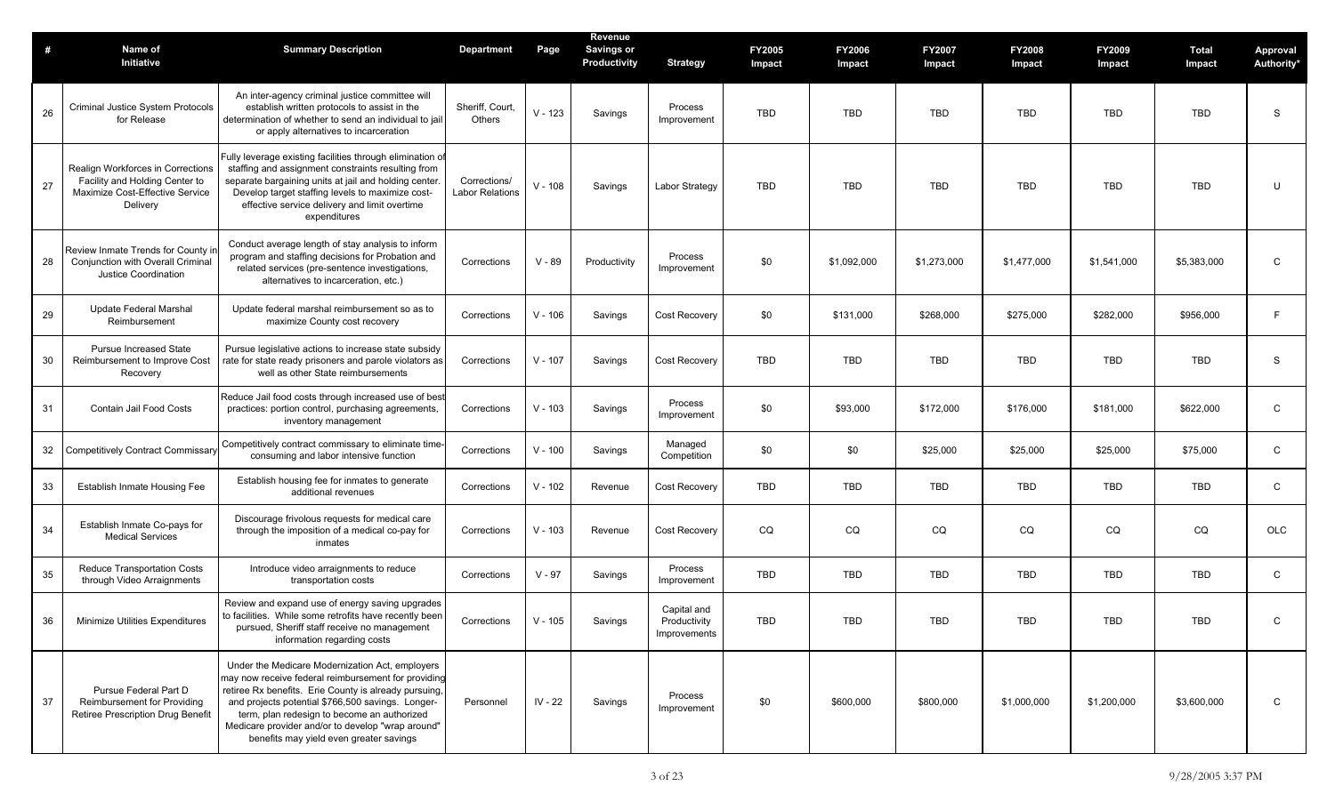| # | Name of Initiative | Summary Description | Department | Page | Revenue Savings or Productivity | Strategy | FY2005 Impact | FY2006 Impact | FY2007 Impact | FY2008 Impact | FY2009 Impact | Total Impact | Approval Authority* |
|---|---|---|---|---|---|---|---|---|---|---|---|---|---|
| 26 | Criminal Justice System Protocols for Release | An inter-agency criminal justice committee will establish written protocols to assist in the determination of whether to send an individual to jail or apply alternatives to incarceration | Sheriff, Court, Others | V - 123 | Savings | Process Improvement | TBD | TBD | TBD | TBD | TBD | TBD | S |
| 27 | Realign Workforces in Corrections Facility and Holding Center to Maximize Cost-Effective Service Delivery | Fully leverage existing facilities through elimination of staffing and assignment constraints resulting from separate bargaining units at jail and holding center. Develop target staffing levels to maximize cost-effective service delivery and limit overtime expenditures | Corrections/ Labor Relations | V - 108 | Savings | Labor Strategy | TBD | TBD | TBD | TBD | TBD | TBD | U |
| 28 | Review Inmate Trends for County in Conjunction with Overall Criminal Justice Coordination | Conduct average length of stay analysis to inform program and staffing decisions for Probation and related services (pre-sentence investigations, alternatives to incarceration, etc.) | Corrections | V - 89 | Productivity | Process Improvement | $0 | $1,092,000 | $1,273,000 | $1,477,000 | $1,541,000 | $5,383,000 | C |
| 29 | Update Federal Marshal Reimbursement | Update federal marshal reimbursement so as to maximize County cost recovery | Corrections | V - 106 | Savings | Cost Recovery | $0 | $131,000 | $268,000 | $275,000 | $282,000 | $956,000 | F |
| 30 | Pursue Increased State Reimbursement to Improve Cost Recovery | Pursue legislative actions to increase state subsidy rate for state ready prisoners and parole violators as well as other State reimbursements | Corrections | V - 107 | Savings | Cost Recovery | TBD | TBD | TBD | TBD | TBD | TBD | S |
| 31 | Contain Jail Food Costs | Reduce Jail food costs through increased use of best practices: portion control, purchasing agreements, inventory management | Corrections | V - 103 | Savings | Process Improvement | $0 | $93,000 | $172,000 | $176,000 | $181,000 | $622,000 | C |
| 32 | Competitively Contract Commissary | Competitively contract commissary to eliminate time-consuming and labor intensive function | Corrections | V - 100 | Savings | Managed Competition | $0 | $0 | $25,000 | $25,000 | $25,000 | $75,000 | C |
| 33 | Establish Inmate Housing Fee | Establish housing fee for inmates to generate additional revenues | Corrections | V - 102 | Revenue | Cost Recovery | TBD | TBD | TBD | TBD | TBD | TBD | C |
| 34 | Establish Inmate Co-pays for Medical Services | Discourage frivolous requests for medical care through the imposition of a medical co-pay for inmates | Corrections | V - 103 | Revenue | Cost Recovery | CQ | CQ | CQ | CQ | CQ | CQ | OLC |
| 35 | Reduce Transportation Costs through Video Arraignments | Introduce video arraignments to reduce transportation costs | Corrections | V - 97 | Savings | Process Improvement | TBD | TBD | TBD | TBD | TBD | TBD | C |
| 36 | Minimize Utilities Expenditures | Review and expand use of energy saving upgrades to facilities. While some retrofits have recently been pursued, Sheriff staff receive no management information regarding costs | Corrections | V - 105 | Savings | Capital and Productivity Improvements | TBD | TBD | TBD | TBD | TBD | TBD | C |
| 37 | Pursue Federal Part D Reimbursement for Providing Retiree Prescription Drug Benefit | Under the Medicare Modernization Act, employers may now receive federal reimbursement for providing retiree Rx benefits. Erie County is already pursuing, and projects potential $766,500 savings. Longer-term, plan redesign to become an authorized Medicare provider and/or to develop "wrap around" benefits may yield even greater savings | Personnel | IV - 22 | Savings | Process Improvement | $0 | $600,000 | $800,000 | $1,000,000 | $1,200,000 | $3,600,000 | C |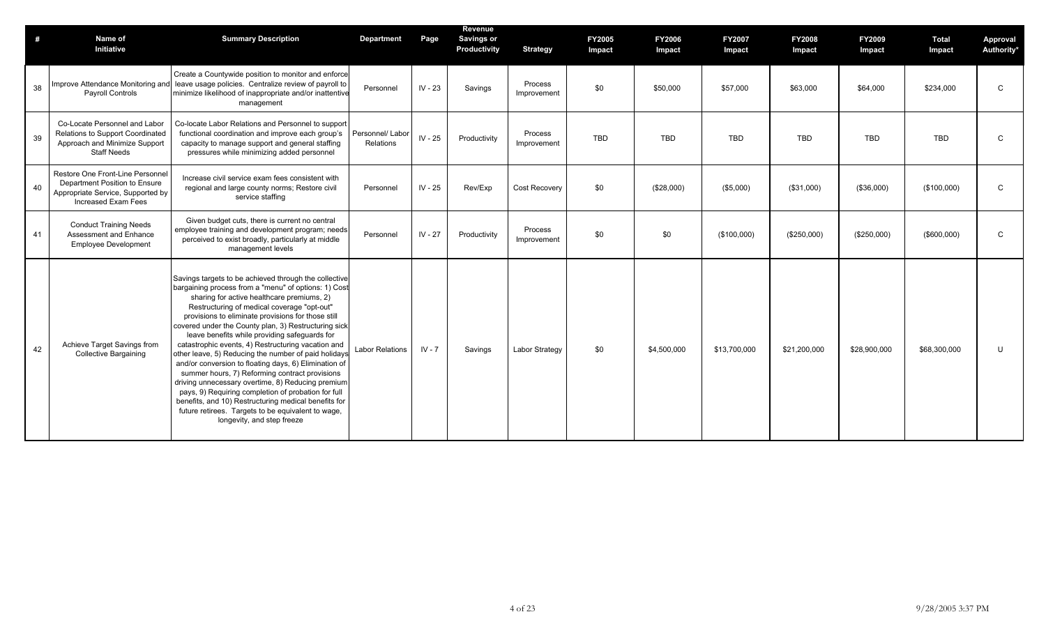| # | Name of Initiative | Summary Description | Department | Page | Revenue Savings or Productivity | Strategy | FY2005 Impact | FY2006 Impact | FY2007 Impact | FY2008 Impact | FY2009 Impact | Total Impact | Approval Authority* |
|---|---|---|---|---|---|---|---|---|---|---|---|---|---|
| 38 | Improve Attendance Monitoring and Payroll Controls | Create a Countywide position to monitor and enforce leave usage policies. Centralize review of payroll to minimize likelihood of inappropriate and/or inattentive management | Personnel | IV - 23 | Savings | Process Improvement | $0 | $50,000 | $57,000 | $63,000 | $64,000 | $234,000 | C |
| 39 | Co-Locate Personnel and Labor Relations to Support Coordinated Approach and Minimize Support Staff Needs | Co-locate Labor Relations and Personnel to support functional coordination and improve each group's capacity to manage support and general staffing pressures while minimizing added personnel | Personnel/ Labor Relations | IV - 25 | Productivity | Process Improvement | TBD | TBD | TBD | TBD | TBD | TBD | C |
| 40 | Restore One Front-Line Personnel Department Position to Ensure Appropriate Service, Supported by Increased Exam Fees | Increase civil service exam fees consistent with regional and large county norms; Restore civil service staffing | Personnel | IV - 25 | Rev/Exp | Cost Recovery | $0 | ($28,000) | ($5,000) | ($31,000) | ($36,000) | ($100,000) | C |
| 41 | Conduct Training Needs Assessment and Enhance Employee Development | Given budget cuts, there is current no central employee training and development program; needs perceived to exist broadly, particularly at middle management levels | Personnel | IV - 27 | Productivity | Process Improvement | $0 | $0 | ($100,000) | ($250,000) | ($250,000) | ($600,000) | C |
| 42 | Achieve Target Savings from Collective Bargaining | Savings targets to be achieved through the collective bargaining process from a "menu" of options: 1) Cost sharing for active healthcare premiums, 2) Restructuring of medical coverage "opt-out" provisions to eliminate provisions for those still covered under the County plan, 3) Restructuring sick leave benefits while providing safeguards for catastrophic events, 4) Restructuring vacation and other leave, 5) Reducing the number of paid holidays and/or conversion to floating days, 6) Elimination of summer hours, 7) Reforming contract provisions driving unnecessary overtime, 8) Reducing premium pays, 9) Requiring completion of probation for full benefits, and 10) Restructuring medical benefits for future retirees. Targets to be equivalent to wage, longevity, and step freeze | Labor Relations | IV - 7 | Savings | Labor Strategy | $0 | $4,500,000 | $13,700,000 | $21,200,000 | $28,900,000 | $68,300,000 | U |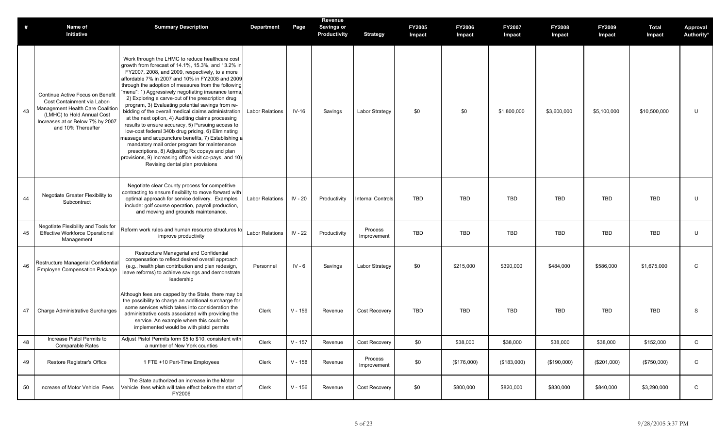| # | Name of Initiative | Summary Description | Department | Page | Revenue Savings or Productivity | Strategy | FY2005 Impact | FY2006 Impact | FY2007 Impact | FY2008 Impact | FY2009 Impact | Total Impact | Approval Authority* |
|---|---|---|---|---|---|---|---|---|---|---|---|---|---|
| 43 | Continue Active Focus on Benefit Cost Containment via Labor-Management Health Care Coalition (LMHC) to Hold Annual Cost Increases at or Below 7% by 2007 and 10% Thereafter | Work through the LHMC to reduce healthcare cost growth from forecast of 14.1%, 15.3%, and 13.2% in FY2007, 2008, and 2009, respectively, to a more affordable 7% in 2007 and 10% in FY2008 and 2009 through the adoption of measures from the following "menu": 1) Aggressively negotiating insurance terms, 2) Exploring a carve-out of the prescription drug program, 3) Evaluating potential savings from re-bidding of the overall medical claims administration at the next option, 4) Auditing claims processing results to ensure accuracy, 5) Pursuing access to low-cost federal 340b drug pricing, 6) Eliminating massage and acupuncture benefits, 7) Establishing a mandatory mail order program for maintenance prescriptions, 8) Adjusting Rx copays and plan provisions, 9) Increasing office visit co-pays, and 10) Revising dental plan provisions | Labor Relations | IV-16 | Savings | Labor Strategy | $0 | $0 | $1,800,000 | $3,600,000 | $5,100,000 | $10,500,000 | U |
| 44 | Negotiate Greater Flexibility to Subcontract | Negotiate clear County process for competitive contracting to ensure flexibility to move forward with optimal approach for service delivery. Examples include: golf course operation, payroll production, and mowing and grounds maintenance. | Labor Relations | IV - 20 | Productivity | Internal Controls | TBD | TBD | TBD | TBD | TBD | TBD | U |
| 45 | Negotiate Flexibility and Tools for Effective Workforce Operational Management | Reform work rules and human resource structures to improve productivity | Labor Relations | IV - 22 | Productivity | Process Improvement | TBD | TBD | TBD | TBD | TBD | TBD | U |
| 46 | Restructure Managerial Confidential Employee Compensation Package | Restructure Managerial and Confidential compensation to reflect desired overall approach (e.g., health plan contribution and plan redesign, leave reforms) to achieve savings and demonstrate leadership | Personnel | IV - 6 | Savings | Labor Strategy | $0 | $215,000 | $390,000 | $484,000 | $586,000 | $1,675,000 | C |
| 47 | Charge Administrative Surcharges | Although fees are capped by the State, there may be the possibility to charge an additional surcharge for some services which takes into consideration the administrative costs associated with providing the service. An example where this could be implemented would be with pistol permits | Clerk | V - 159 | Revenue | Cost Recovery | TBD | TBD | TBD | TBD | TBD | TBD | S |
| 48 | Increase Pistol Permits to Comparable Rates | Adjust Pistol Permits form $5 to $10, consistent with a number of New York counties | Clerk | V - 157 | Revenue | Cost Recovery | $0 | $38,000 | $38,000 | $38,000 | $38,000 | $152,000 | C |
| 49 | Restore Registrar's Office | 1 FTE +10 Part-Time Employees | Clerk | V - 158 | Revenue | Process Improvement | $0 | ($176,000) | ($183,000) | ($190,000) | ($201,000) | ($750,000) | C |
| 50 | Increase of Motor Vehicle Fees | The State authorized an increase in the Motor Vehicle fees which will take effect before the start of FY2006 | Clerk | V - 156 | Revenue | Cost Recovery | $0 | $800,000 | $820,000 | $830,000 | $840,000 | $3,290,000 | C |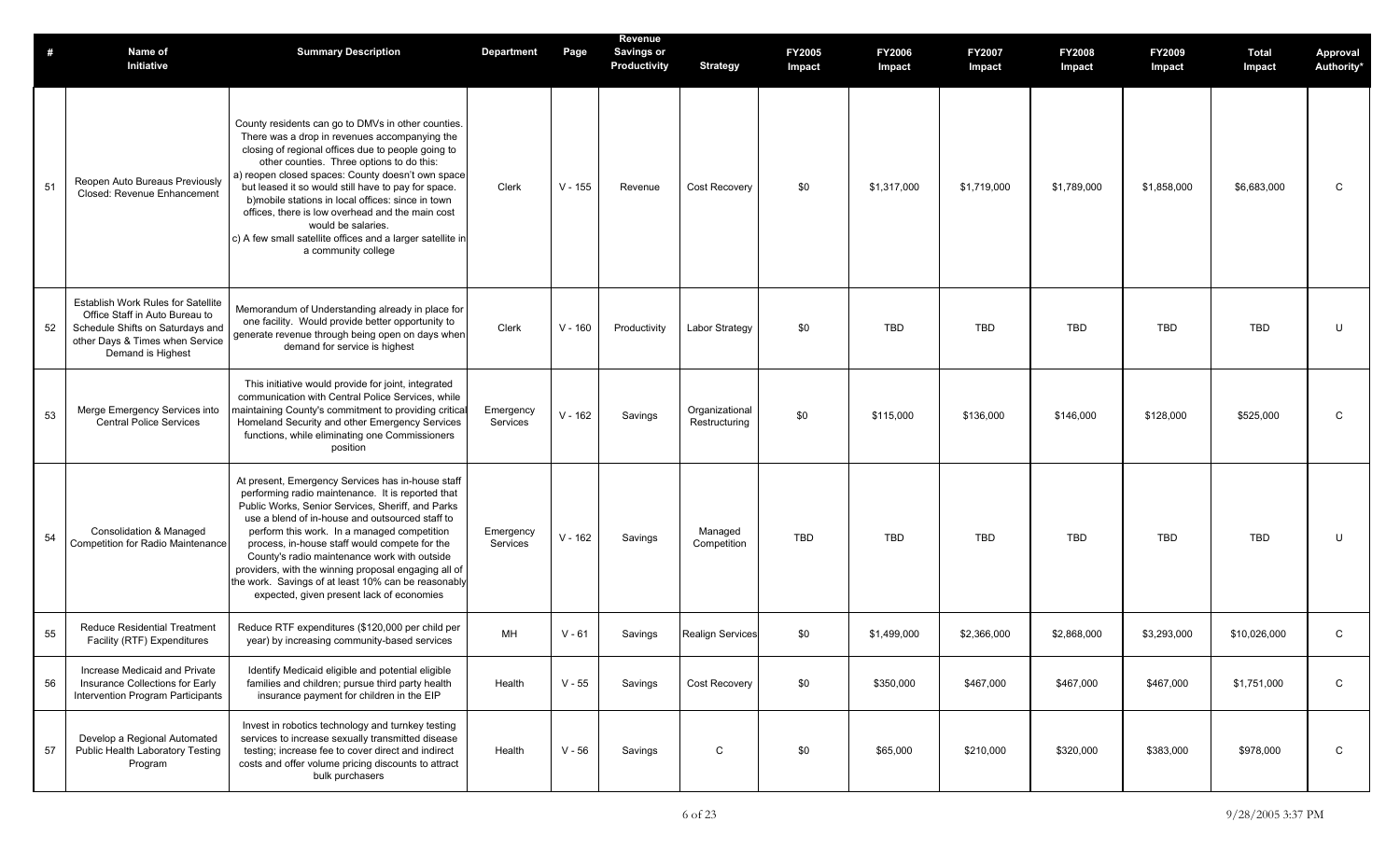| # | Name of Initiative | Summary Description | Department | Page | Revenue Savings or Productivity | Strategy | FY2005 Impact | FY2006 Impact | FY2007 Impact | FY2008 Impact | FY2009 Impact | Total Impact | Approval Authority* |
|---|---|---|---|---|---|---|---|---|---|---|---|---|---|
| 51 | Reopen Auto Bureaus Previously Closed: Revenue Enhancement | County residents can go to DMVs in other counties. There was a drop in revenues accompanying the closing of regional offices due to people going to other counties. Three options to do this: a) reopen closed spaces: County doesn't own space but leased it so would still have to pay for space. b)mobile stations in local offices: since in town offices, there is low overhead and the main cost would be salaries. c) A few small satellite offices and a larger satellite in a community college | Clerk | V - 155 | Revenue | Cost Recovery | $0 | $1,317,000 | $1,719,000 | $1,789,000 | $1,858,000 | $6,683,000 | C |
| 52 | Establish Work Rules for Satellite Office Staff in Auto Bureau to Schedule Shifts on Saturdays and other Days & Times when Service Demand is Highest | Memorandum of Understanding already in place for one facility. Would provide better opportunity to generate revenue through being open on days when demand for service is highest | Clerk | V - 160 | Productivity | Labor Strategy | $0 | TBD | TBD | TBD | TBD | TBD | U |
| 53 | Merge Emergency Services into Central Police Services | This initiative would provide for joint, integrated communication with Central Police Services, while maintaining County's commitment to providing critical Homeland Security and other Emergency Services functions, while eliminating one Commissioners position | Emergency Services | V - 162 | Savings | Organizational Restructuring | $0 | $115,000 | $136,000 | $146,000 | $128,000 | $525,000 | C |
| 54 | Consolidation & Managed Competition for Radio Maintenance | At present, Emergency Services has in-house staff performing radio maintenance. It is reported that Public Works, Senior Services, Sheriff, and Parks use a blend of in-house and outsourced staff to perform this work. In a managed competition process, in-house staff would compete for the County's radio maintenance work with outside providers, with the winning proposal engaging all of the work. Savings of at least 10% can be reasonably expected, given present lack of economies | Emergency Services | V - 162 | Savings | Managed Competition | TBD | TBD | TBD | TBD | TBD | TBD | U |
| 55 | Reduce Residential Treatment Facility (RTF) Expenditures | Reduce RTF expenditures ($120,000 per child per year) by increasing community-based services | MH | V - 61 | Savings | Realign Services | $0 | $1,499,000 | $2,366,000 | $2,868,000 | $3,293,000 | $10,026,000 | C |
| 56 | Increase Medicaid and Private Insurance Collections for Early Intervention Program Participants | Identify Medicaid eligible and potential eligible families and children; pursue third party health insurance payment for children in the EIP | Health | V - 55 | Savings | Cost Recovery | $0 | $350,000 | $467,000 | $467,000 | $467,000 | $1,751,000 | C |
| 57 | Develop a Regional Automated Public Health Laboratory Testing Program | Invest in robotics technology and turnkey testing services to increase sexually transmitted disease testing; increase fee to cover direct and indirect costs and offer volume pricing discounts to attract bulk purchasers | Health | V - 56 | Savings | C | $0 | $65,000 | $210,000 | $320,000 | $383,000 | $978,000 | C |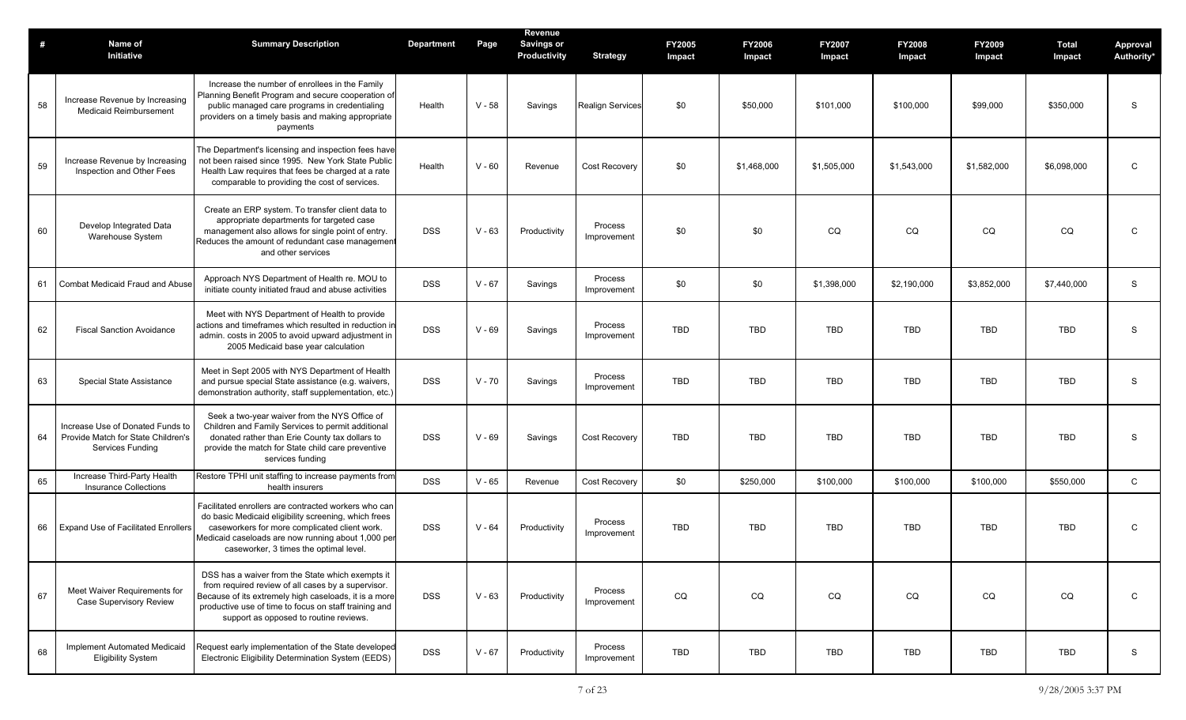| # | Name of Initiative | Summary Description | Department | Page | Revenue Savings or Productivity | Strategy | FY2005 Impact | FY2006 Impact | FY2007 Impact | FY2008 Impact | FY2009 Impact | Total Impact | Approval Authority* |
|---|---|---|---|---|---|---|---|---|---|---|---|---|---|
| 58 | Increase Revenue by Increasing Medicaid Reimbursement | Increase the number of enrollees in the Family Planning Benefit Program and secure cooperation of public managed care programs in credentialing providers on a timely basis and making appropriate payments | Health | V - 58 | Savings | Realign Services | $0 | $50,000 | $101,000 | $100,000 | $99,000 | $350,000 | S |
| 59 | Increase Revenue by Increasing Inspection and Other Fees | The Department's licensing and inspection fees have not been raised since 1995. New York State Public Health Law requires that fees be charged at a rate comparable to providing the cost of services. | Health | V - 60 | Revenue | Cost Recovery | $0 | $1,468,000 | $1,505,000 | $1,543,000 | $1,582,000 | $6,098,000 | C |
| 60 | Develop Integrated Data Warehouse System | Create an ERP system. To transfer client data to appropriate departments for targeted case management also allows for single point of entry. Reduces the amount of redundant case management and other services | DSS | V - 63 | Productivity | Process Improvement | $0 | $0 | CQ | CQ | CQ | CQ | C |
| 61 | Combat Medicaid Fraud and Abuse | Approach NYS Department of Health re. MOU to initiate county initiated fraud and abuse activities | DSS | V - 67 | Savings | Process Improvement | $0 | $0 | $1,398,000 | $2,190,000 | $3,852,000 | $7,440,000 | S |
| 62 | Fiscal Sanction Avoidance | Meet with NYS Department of Health to provide actions and timeframes which resulted in reduction in admin. costs in 2005 to avoid upward adjustment in 2005 Medicaid base year calculation | DSS | V - 69 | Savings | Process Improvement | TBD | TBD | TBD | TBD | TBD | TBD | S |
| 63 | Special State Assistance | Meet in Sept 2005 with NYS Department of Health and pursue special State assistance (e.g. waivers, demonstration authority, staff supplementation, etc.) | DSS | V - 70 | Savings | Process Improvement | TBD | TBD | TBD | TBD | TBD | TBD | S |
| 64 | Increase Use of Donated Funds to Provide Match for State Children's Services Funding | Seek a two-year waiver from the NYS Office of Children and Family Services to permit additional donated rather than Erie County tax dollars to provide the match for State child care preventive services funding | DSS | V - 69 | Savings | Cost Recovery | TBD | TBD | TBD | TBD | TBD | TBD | S |
| 65 | Increase Third-Party Health Insurance Collections | Restore TPHI unit staffing to increase payments from health insurers | DSS | V - 65 | Revenue | Cost Recovery | $0 | $250,000 | $100,000 | $100,000 | $100,000 | $550,000 | C |
| 66 | Expand Use of Facilitated Enrollers | Facilitated enrollers are contracted workers who can do basic Medicaid eligibility screening, which frees caseworkers for more complicated client work. Medicaid caseloads are now running about 1,000 per caseworker, 3 times the optimal level. | DSS | V - 64 | Productivity | Process Improvement | TBD | TBD | TBD | TBD | TBD | TBD | C |
| 67 | Meet Waiver Requirements for Case Supervisory Review | DSS has a waiver from the State which exempts it from required review of all cases by a supervisor. Because of its extremely high caseloads, it is a more productive use of time to focus on staff training and support as opposed to routine reviews. | DSS | V - 63 | Productivity | Process Improvement | CQ | CQ | CQ | CQ | CQ | CQ | C |
| 68 | Implement Automated Medicaid Eligibility System | Request early implementation of the State developed Electronic Eligibility Determination System (EEDS) | DSS | V - 67 | Productivity | Process Improvement | TBD | TBD | TBD | TBD | TBD | TBD | S |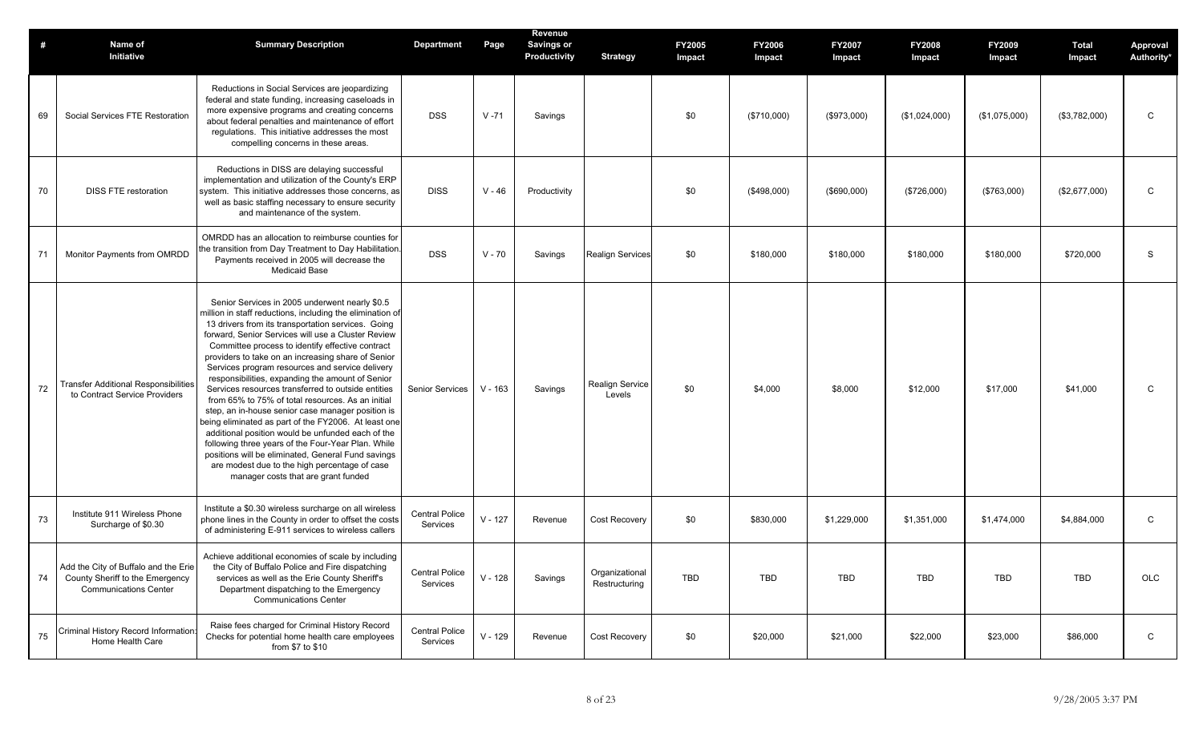| # | Name of Initiative | Summary Description | Department | Page | Revenue Savings or Productivity | Strategy | FY2005 Impact | FY2006 Impact | FY2007 Impact | FY2008 Impact | FY2009 Impact | Total Impact | Approval Authority* |
|---|---|---|---|---|---|---|---|---|---|---|---|---|---|
| 69 | Social Services FTE Restoration | Reductions in Social Services are jeopardizing federal and state funding, increasing caseloads in more expensive programs and creating concerns about federal penalties and maintenance of effort regulations. This initiative addresses the most compelling concerns in these areas. | DSS | V -71 | Savings | | $0 | ($710,000) | ($973,000) | ($1,024,000) | ($1,075,000) | ($3,782,000) | C |
| 70 | DISS FTE restoration | Reductions in DISS are delaying successful implementation and utilization of the County's ERP system. This initiative addresses those concerns, as well as basic staffing necessary to ensure security and maintenance of the system. | DISS | V - 46 | Productivity | | $0 | ($498,000) | ($690,000) | ($726,000) | ($763,000) | ($2,677,000) | C |
| 71 | Monitor Payments from OMRDD | OMRDD has an allocation to reimburse counties for the transition from Day Treatment to Day Habilitation. Payments received in 2005 will decrease the Medicaid Base | DSS | V - 70 | Savings | Realign Services | $0 | $180,000 | $180,000 | $180,000 | $180,000 | $720,000 | S |
| 72 | Transfer Additional Responsibilities to Contract Service Providers | Senior Services in 2005 underwent nearly $0.5 million in staff reductions, including the elimination of 13 drivers from its transportation services. Going forward, Senior Services will use a Cluster Review Committee process to identify effective contract providers to take on an increasing share of Senior Services program resources and service delivery responsibilities, expanding the amount of Senior Services resources transferred to outside entities from 65% to 75% of total resources. As an initial step, an in-house senior case manager position is being eliminated as part of the FY2006. At least one additional position would be unfunded each of the following three years of the Four-Year Plan. While positions will be eliminated, General Fund savings are modest due to the high percentage of case manager costs that are grant funded | Senior Services | V - 163 | Savings | Realign Service Levels | $0 | $4,000 | $8,000 | $12,000 | $17,000 | $41,000 | C |
| 73 | Institute 911 Wireless Phone Surcharge of $0.30 | Institute a $0.30 wireless surcharge on all wireless phone lines in the County in order to offset the costs of administering E-911 services to wireless callers | Central Police Services | V - 127 | Revenue | Cost Recovery | $0 | $830,000 | $1,229,000 | $1,351,000 | $1,474,000 | $4,884,000 | C |
| 74 | Add the City of Buffalo and the Erie County Sheriff to the Emergency Communications Center | Achieve additional economies of scale by including the City of Buffalo Police and Fire dispatching services as well as the Erie County Sheriff's Department dispatching to the Emergency Communications Center | Central Police Services | V - 128 | Savings | Organizational Restructuring | TBD | TBD | TBD | TBD | TBD | TBD | OLC |
| 75 | Criminal History Record Information: Home Health Care | Raise fees charged for Criminal History Record Checks for potential home health care employees from $7 to $10 | Central Police Services | V - 129 | Revenue | Cost Recovery | $0 | $20,000 | $21,000 | $22,000 | $23,000 | $86,000 | C |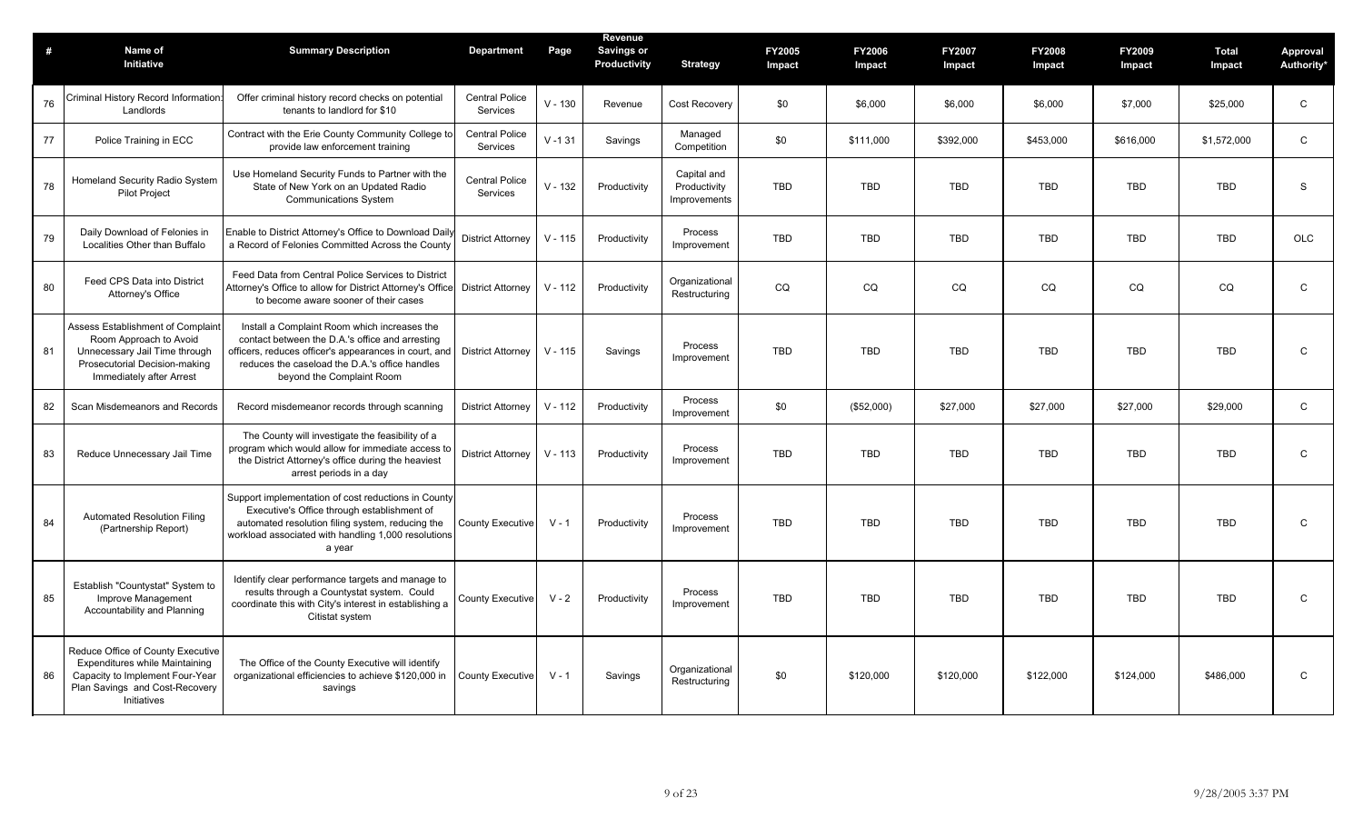| # | Name of Initiative | Summary Description | Department | Page | Revenue Savings or Productivity | Strategy | FY2005 Impact | FY2006 Impact | FY2007 Impact | FY2008 Impact | FY2009 Impact | Total Impact | Approval Authority* |
|---|---|---|---|---|---|---|---|---|---|---|---|---|---|
| 76 | Criminal History Record Information: Landlords | Offer criminal history record checks on potential tenants to landlord for $10 | Central Police Services | V - 130 | Revenue | Cost Recovery | $0 | $6,000 | $6,000 | $6,000 | $7,000 | $25,000 | C |
| 77 | Police Training in ECC | Contract with the Erie County Community College to provide law enforcement training | Central Police Services | V -1 31 | Savings | Managed Competition | $0 | $111,000 | $392,000 | $453,000 | $616,000 | $1,572,000 | C |
| 78 | Homeland Security Radio System Pilot Project | Use Homeland Security Funds to Partner with the State of New York on an Updated Radio Communications System | Central Police Services | V - 132 | Productivity | Capital and Productivity Improvements | TBD | TBD | TBD | TBD | TBD | TBD | S |
| 79 | Daily Download of Felonies in Localities Other than Buffalo | Enable to District Attorney's Office to Download Daily a Record of Felonies Committed Across the County | District Attorney | V - 115 | Productivity | Process Improvement | TBD | TBD | TBD | TBD | TBD | TBD | OLC |
| 80 | Feed CPS Data into District Attorney's Office | Feed Data from Central Police Services to District Attorney's Office to allow for District Attorney's Office to become aware sooner of their cases | District Attorney | V - 112 | Productivity | Organizational Restructuring | CQ | CQ | CQ | CQ | CQ | CQ | C |
| 81 | Assess Establishment of Complaint Room Approach to Avoid Unnecessary Jail Time through Prosecutorial Decision-making Immediately after Arrest | Install a Complaint Room which increases the contact between the D.A.'s office and arresting officers, reduces officer's appearances in court, and reduces the caseload the D.A.'s office handles beyond the Complaint Room | District Attorney | V - 115 | Savings | Process Improvement | TBD | TBD | TBD | TBD | TBD | TBD | C |
| 82 | Scan Misdemeanors and Records | Record misdemeanor records through scanning | District Attorney | V - 112 | Productivity | Process Improvement | $0 | ($52,000) | $27,000 | $27,000 | $27,000 | $29,000 | C |
| 83 | Reduce Unnecessary Jail Time | The County will investigate the feasibility of a program which would allow for immediate access to the District Attorney's office during the heaviest arrest periods in a day | District Attorney | V - 113 | Productivity | Process Improvement | TBD | TBD | TBD | TBD | TBD | TBD | C |
| 84 | Automated Resolution Filing (Partnership Report) | Support implementation of cost reductions in County Executive's Office through establishment of automated resolution filing system, reducing the workload associated with handling 1,000 resolutions a year | County Executive | V - 1 | Productivity | Process Improvement | TBD | TBD | TBD | TBD | TBD | TBD | C |
| 85 | Establish "Countystat" System to Improve Management Accountability and Planning | Identify clear performance targets and manage to results through a Countystat system. Could coordinate this with City's interest in establishing a Citistat system | County Executive | V - 2 | Productivity | Process Improvement | TBD | TBD | TBD | TBD | TBD | TBD | C |
| 86 | Reduce Office of County Executive Expenditures while Maintaining Capacity to Implement Four-Year Plan Savings and Cost-Recovery Initiatives | The Office of the County Executive will identify organizational efficiencies to achieve $120,000 in savings | County Executive | V - 1 | Savings | Organizational Restructuring | $0 | $120,000 | $120,000 | $122,000 | $124,000 | $486,000 | C |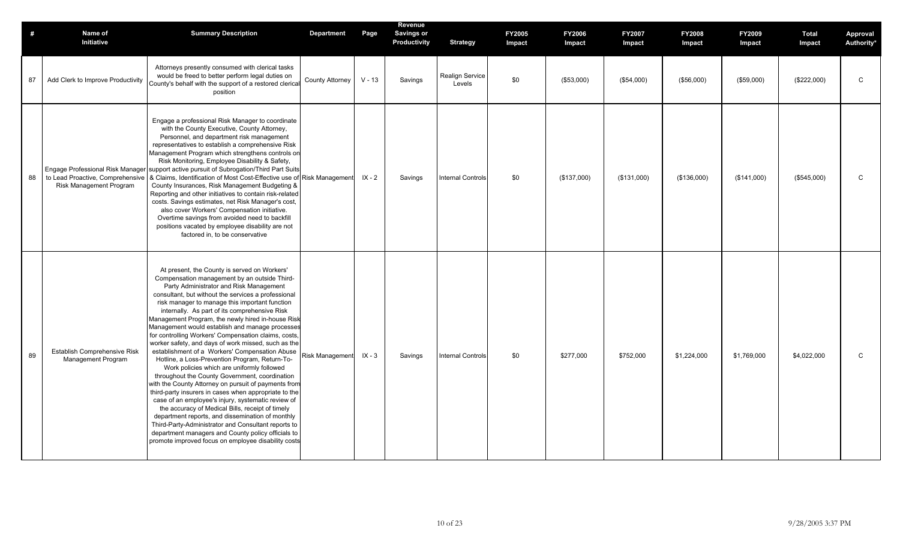| # | Name of Initiative | Summary Description | Department | Page | Revenue Savings or Productivity | Strategy | FY2005 Impact | FY2006 Impact | FY2007 Impact | FY2008 Impact | FY2009 Impact | Total Impact | Approval Authority* |
|---|---|---|---|---|---|---|---|---|---|---|---|---|---|
| 87 | Add Clerk to Improve Productivity | Attorneys presently consumed with clerical tasks would be freed to better perform legal duties on County's behalf with the support of a restored clerical position | County Attorney | V - 13 | Savings | Realign Service Levels | $0 | ($53,000) | ($54,000) | ($56,000) | ($59,000) | ($222,000) | C |
| 88 | Engage Professional Risk Manager to Lead Proactive, Comprehensive Risk Management Program | Engage a professional Risk Manager to coordinate with the County Executive, County Attorney, Personnel, and department risk management representatives to establish a comprehensive Risk Management Program which strengthens controls on Risk Monitoring, Employee Disability & Safety, support active pursuit of Subrogation/Third Part Suits & Claims, Identification of Most Cost-Effective use of County Insurances, Risk Management Budgeting & Reporting and other initiatives to contain risk-related costs. Savings estimates, net Risk Manager's cost, also cover Workers' Compensation initiative. Overtime savings from avoided need to backfill positions vacated by employee disability are not factored in, to be conservative | Risk Management | IX - 2 | Savings | Internal Controls | $0 | ($137,000) | ($131,000) | ($136,000) | ($141,000) | ($545,000) | C |
| 89 | Establish Comprehensive Risk Management Program | At present, the County is served on Workers' Compensation management by an outside Third-Party Administrator and Risk Management consultant, but without the services a professional risk manager to manage this important function internally. As part of its comprehensive Risk Management Program, the newly hired in-house Risk Management would establish and manage processes for controlling Workers' Compensation claims, costs, worker safety, and days of work missed, such as the establishment of a Workers' Compensation Abuse Hotline, a Loss-Prevention Program, Return-To-Work policies which are uniformly followed throughout the County Government, coordination with the County Attorney on pursuit of payments from third-party insurers in cases when appropriate to the case of an employee's injury, systematic review of the accuracy of Medical Bills, receipt of timely department reports, and dissemination of monthly Third-Party-Administrator and Consultant reports to department managers and County policy officials to promote improved focus on employee disability costs | Risk Management | IX - 3 | Savings | Internal Controls | $0 | $277,000 | $752,000 | $1,224,000 | $1,769,000 | $4,022,000 | C |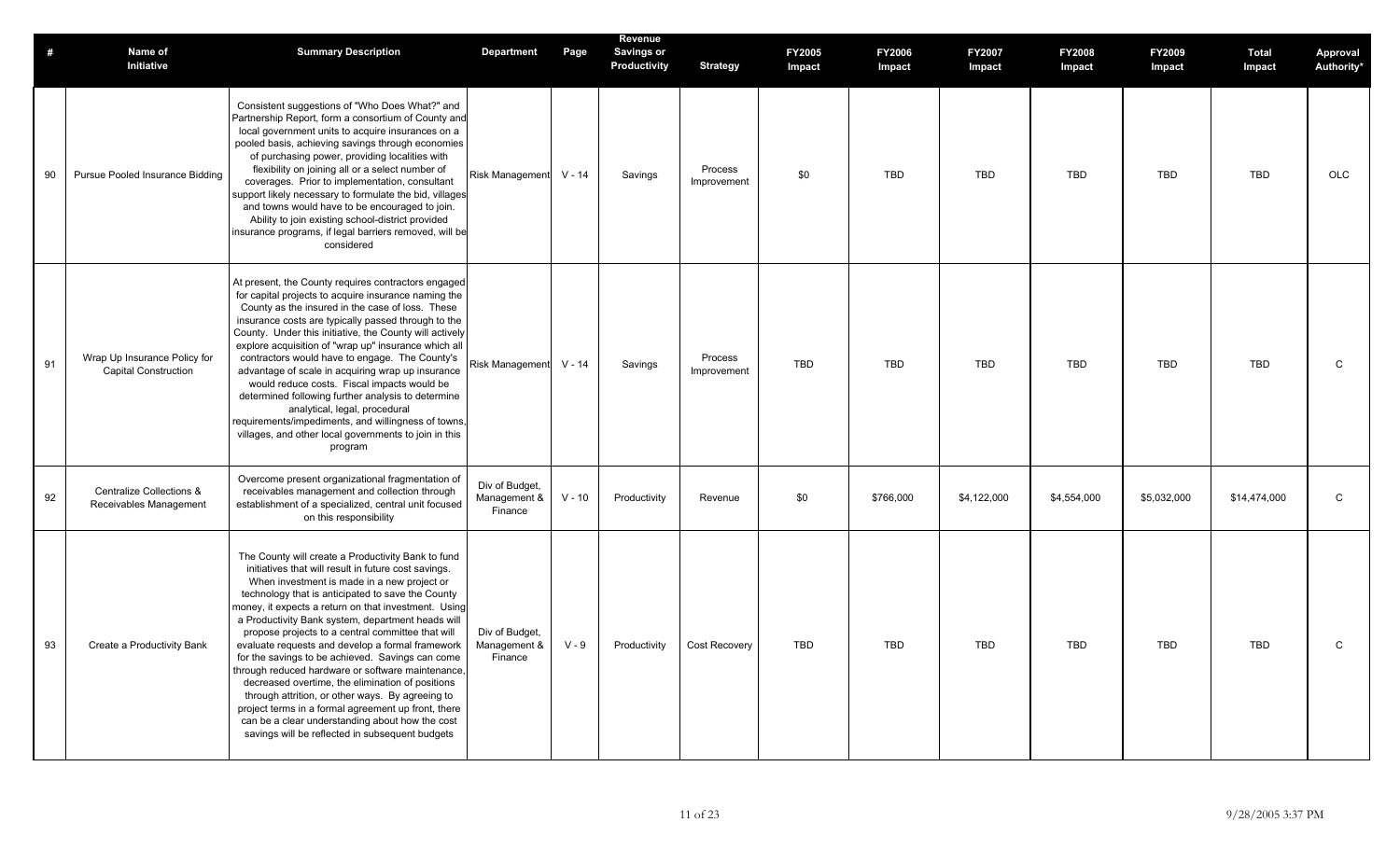| # | Name of Initiative | Summary Description | Department | Page | Revenue Savings or Productivity | Strategy | FY2005 Impact | FY2006 Impact | FY2007 Impact | FY2008 Impact | FY2009 Impact | Total Impact | Approval Authority* |
|---|---|---|---|---|---|---|---|---|---|---|---|---|---|
| 90 | Pursue Pooled Insurance Bidding | Consistent suggestions of "Who Does What?" and Partnership Report, form a consortium of County and local government units to acquire insurances on a pooled basis, achieving savings through economies of purchasing power, providing localities with flexibility on joining all or a select number of coverages. Prior to implementation, consultant support likely necessary to formulate the bid, villages and towns would have to be encouraged to join. Ability to join existing school-district provided insurance programs, if legal barriers removed, will be considered | Risk Management | V - 14 | Savings | Process Improvement | $0 | TBD | TBD | TBD | TBD | TBD | OLC |
| 91 | Wrap Up Insurance Policy for Capital Construction | At present, the County requires contractors engaged for capital projects to acquire insurance naming the County as the insured in the case of loss. These insurance costs are typically passed through to the County. Under this initiative, the County will actively explore acquisition of "wrap up" insurance which all contractors would have to engage. The County's advantage of scale in acquiring wrap up insurance would reduce costs. Fiscal impacts would be determined following further analysis to determine analytical, legal, procedural requirements/impediments, and willingness of towns, villages, and other local governments to join in this program | Risk Management | V - 14 | Savings | Process Improvement | TBD | TBD | TBD | TBD | TBD | TBD | C |
| 92 | Centralize Collections & Receivables Management | Overcome present organizational fragmentation of receivables management and collection through establishment of a specialized, central unit focused on this responsibility | Div of Budget, Management & Finance | V - 10 | Productivity | Revenue | $0 | $766,000 | $4,122,000 | $4,554,000 | $5,032,000 | $14,474,000 | C |
| 93 | Create a Productivity Bank | The County will create a Productivity Bank to fund initiatives that will result in future cost savings. When investment is made in a new project or technology that is anticipated to save the County money, it expects a return on that investment. Using a Productivity Bank system, department heads will propose projects to a central committee that will evaluate requests and develop a formal framework for the savings to be achieved. Savings can come through reduced hardware or software maintenance, decreased overtime, the elimination of positions through attrition, or other ways. By agreeing to project terms in a formal agreement up front, there can be a clear understanding about how the cost savings will be reflected in subsequent budgets | Div of Budget, Management & Finance | V - 9 | Productivity | Cost Recovery | TBD | TBD | TBD | TBD | TBD | TBD | C |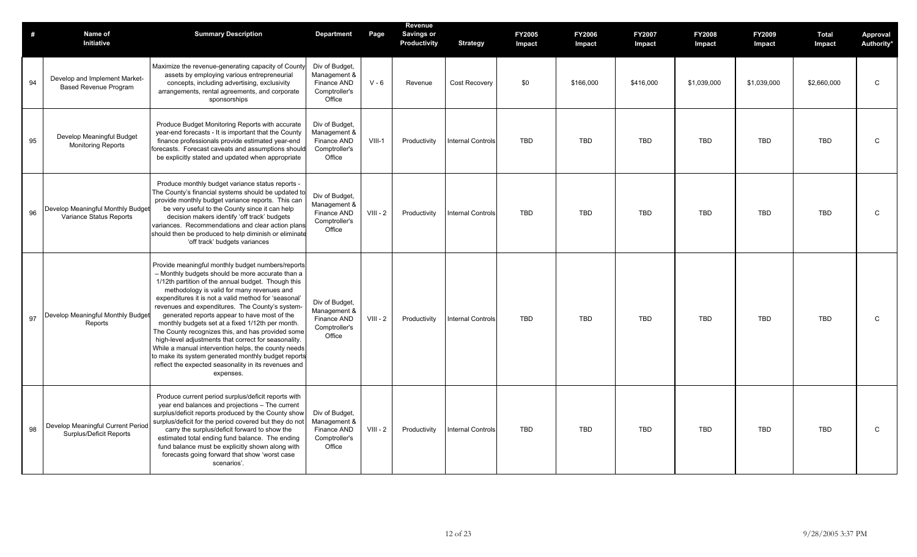| # | Name of Initiative | Summary Description | Department | Page | Revenue Savings or Productivity | Strategy | FY2005 Impact | FY2006 Impact | FY2007 Impact | FY2008 Impact | FY2009 Impact | Total Impact | Approval Authority* |
|---|---|---|---|---|---|---|---|---|---|---|---|---|---|
| 94 | Develop and Implement Market-Based Revenue Program | Maximize the revenue-generating capacity of County assets by employing various entrepreneurial concepts, including advertising, exclusivity arrangements, rental agreements, and corporate sponsorships | Div of Budget, Management & Finance AND Comptroller's Office | V - 6 | Revenue | Cost Recovery | $0 | $166,000 | $416,000 | $1,039,000 | $1,039,000 | $2,660,000 | C |
| 95 | Develop Meaningful Budget Monitoring Reports | Produce Budget Monitoring Reports with accurate year-end forecasts - It is important that the County finance professionals provide estimated year-end forecasts. Forecast caveats and assumptions should be explicitly stated and updated when appropriate | Div of Budget, Management & Finance AND Comptroller's Office | VIII-1 | Productivity | Internal Controls | TBD | TBD | TBD | TBD | TBD | TBD | C |
| 96 | Develop Meaningful Monthly Budget Variance Status Reports | Produce monthly budget variance status reports - The County's financial systems should be updated to provide monthly budget variance reports. This can be very useful to the County since it can help decision makers identify 'off track' budgets variances. Recommendations and clear action plans should then be produced to help diminish or eliminate 'off track' budgets variances | Div of Budget, Management & Finance AND Comptroller's Office | VIII - 2 | Productivity | Internal Controls | TBD | TBD | TBD | TBD | TBD | TBD | C |
| 97 | Develop Meaningful Monthly Budget Reports | Provide meaningful monthly budget numbers/reports – Monthly budgets should be more accurate than a 1/12th partition of the annual budget. Though this methodology is valid for many revenues and expenditures it is not a valid method for 'seasonal' revenues and expenditures. The County's system-generated reports appear to have most of the monthly budgets set at a fixed 1/12th per month. The County recognizes this, and has provided some high-level adjustments that correct for seasonality. While a manual intervention helps, the county needs to make its system generated monthly budget reports reflect the expected seasonality in its revenues and expenses. | Div of Budget, Management & Finance AND Comptroller's Office | VIII - 2 | Productivity | Internal Controls | TBD | TBD | TBD | TBD | TBD | TBD | C |
| 98 | Develop Meaningful Current Period Surplus/Deficit Reports | Produce current period surplus/deficit reports with year end balances and projections – The current surplus/deficit reports produced by the County show surplus/deficit for the period covered but they do not carry the surplus/deficit forward to show the estimated total ending fund balance. The ending fund balance must be explicitly shown along with forecasts going forward that show 'worst case scenarios'. | Div of Budget, Management & Finance AND Comptroller's Office | VIII - 2 | Productivity | Internal Controls | TBD | TBD | TBD | TBD | TBD | TBD | C |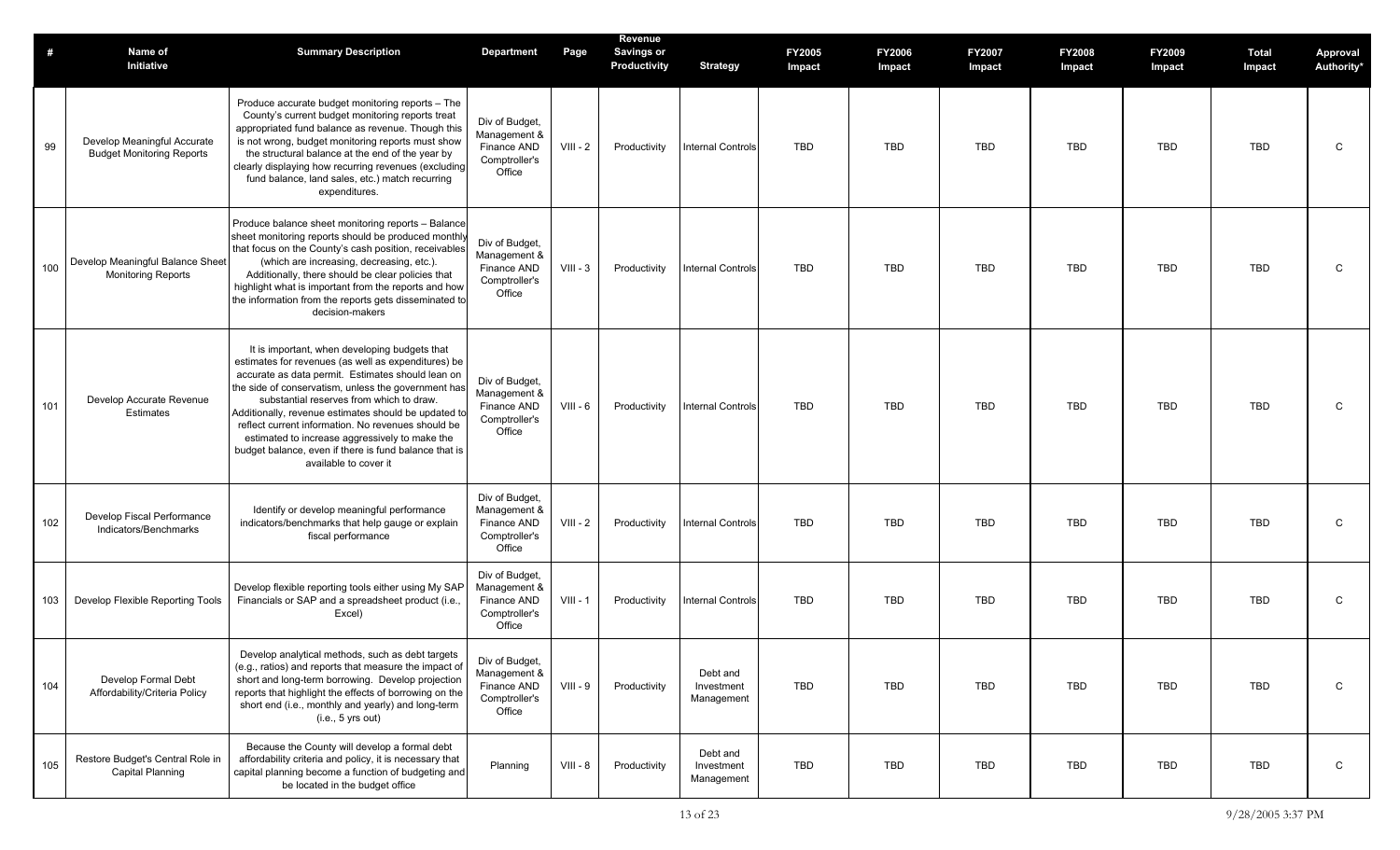| # | Name of Initiative | Summary Description | Department | Page | Revenue Savings or Productivity | Strategy | FY2005 Impact | FY2006 Impact | FY2007 Impact | FY2008 Impact | FY2009 Impact | Total Impact | Approval Authority* |
|---|---|---|---|---|---|---|---|---|---|---|---|---|---|
| 99 | Develop Meaningful Accurate Budget Monitoring Reports | Produce accurate budget monitoring reports – The County's current budget monitoring reports treat appropriated fund balance as revenue. Though this is not wrong, budget monitoring reports must show the structural balance at the end of the year by clearly displaying how recurring revenues (excluding fund balance, land sales, etc.) match recurring expenditures. | Div of Budget, Management & Finance AND Comptroller's Office | VIII - 2 | Productivity | Internal Controls | TBD | TBD | TBD | TBD | TBD | TBD | C |
| 100 | Develop Meaningful Balance Sheet Monitoring Reports | Produce balance sheet monitoring reports – Balance sheet monitoring reports should be produced monthly that focus on the County's cash position, receivables (which are increasing, decreasing, etc.). Additionally, there should be clear policies that highlight what is important from the reports and how the information from the reports gets disseminated to decision-makers | Div of Budget, Management & Finance AND Comptroller's Office | VIII - 3 | Productivity | Internal Controls | TBD | TBD | TBD | TBD | TBD | TBD | C |
| 101 | Develop Accurate Revenue Estimates | It is important, when developing budgets that estimates for revenues (as well as expenditures) be accurate as data permit. Estimates should lean on the side of conservatism, unless the government has substantial reserves from which to draw. Additionally, revenue estimates should be updated to reflect current information. No revenues should be estimated to increase aggressively to make the budget balance, even if there is fund balance that is available to cover it | Div of Budget, Management & Finance AND Comptroller's Office | VIII - 6 | Productivity | Internal Controls | TBD | TBD | TBD | TBD | TBD | TBD | C |
| 102 | Develop Fiscal Performance Indicators/Benchmarks | Identify or develop meaningful performance indicators/benchmarks that help gauge or explain fiscal performance | Div of Budget, Management & Finance AND Comptroller's Office | VIII - 2 | Productivity | Internal Controls | TBD | TBD | TBD | TBD | TBD | TBD | C |
| 103 | Develop Flexible Reporting Tools | Develop flexible reporting tools either using My SAP Financials or SAP and a spreadsheet product (i.e., Excel) | Div of Budget, Management & Finance AND Comptroller's Office | VIII - 1 | Productivity | Internal Controls | TBD | TBD | TBD | TBD | TBD | TBD | C |
| 104 | Develop Formal Debt Affordability/Criteria Policy | Develop analytical methods, such as debt targets (e.g., ratios) and reports that measure the impact of short and long-term borrowing. Develop projection reports that highlight the effects of borrowing on the short end (i.e., monthly and yearly) and long-term (i.e., 5 yrs out) | Div of Budget, Management & Finance AND Comptroller's Office | VIII - 9 | Productivity | Debt and Investment Management | TBD | TBD | TBD | TBD | TBD | TBD | C |
| 105 | Restore Budget's Central Role in Capital Planning | Because the County will develop a formal debt affordability criteria and policy, it is necessary that capital planning become a function of budgeting and be located in the budget office | Planning | VIII - 8 | Productivity | Debt and Investment Management | TBD | TBD | TBD | TBD | TBD | TBD | C |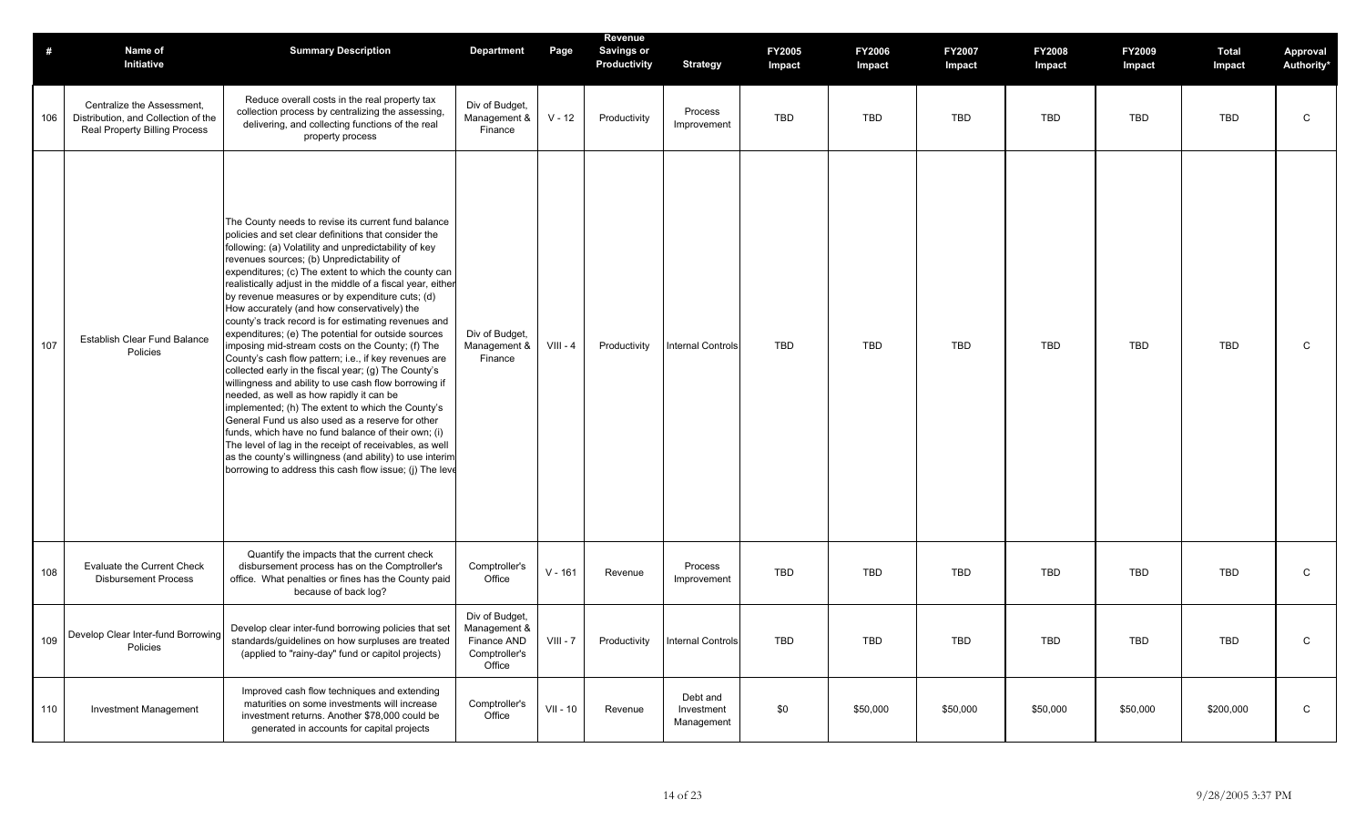| # | Name of Initiative | Summary Description | Department | Page | Revenue Savings or Productivity | Strategy | FY2005 Impact | FY2006 Impact | FY2007 Impact | FY2008 Impact | FY2009 Impact | Total Impact | Approval Authority* |
|---|---|---|---|---|---|---|---|---|---|---|---|---|---|
| 106 | Centralize the Assessment, Distribution, and Collection of the Real Property Billing Process | Reduce overall costs in the real property tax collection process by centralizing the assessing, delivering, and collecting functions of the real property process | Div of Budget, Management & Finance | V - 12 | Productivity | Process Improvement | TBD | TBD | TBD | TBD | TBD | TBD | C |
| 107 | Establish Clear Fund Balance Policies | The County needs to revise its current fund balance policies and set clear definitions that consider the following: (a) Volatility and unpredictability of key revenues sources; (b) Unpredictability of expenditures; (c) The extent to which the county can realistically adjust in the middle of a fiscal year, either by revenue measures or by expenditure cuts; (d) How accurately (and how conservatively) the county's track record is for estimating revenues and expenditures; (e) The potential for outside sources imposing mid-stream costs on the County; (f) The County's cash flow pattern; i.e., if key revenues are collected early in the fiscal year; (g) The County's willingness and ability to use cash flow borrowing if needed, as well as how rapidly it can be implemented; (h) The extent to which the County's General Fund us also used as a reserve for other funds, which have no fund balance of their own; (i) The level of lag in the receipt of receivables, as well as the county's willingness (and ability) to use interim borrowing to address this cash flow issue; (j) The leve | Div of Budget, Management & Finance | VIII - 4 | Productivity | Internal Controls | TBD | TBD | TBD | TBD | TBD | TBD | C |
| 108 | Evaluate the Current Check Disbursement Process | Quantify the impacts that the current check disbursement process has on the Comptroller's office. What penalties or fines has the County paid because of back log? | Comptroller's Office | V - 161 | Revenue | Process Improvement | TBD | TBD | TBD | TBD | TBD | TBD | C |
| 109 | Develop Clear Inter-fund Borrowing Policies | Develop clear inter-fund borrowing policies that set standards/guidelines on how surpluses are treated (applied to "rainy-day" fund or capitol projects) | Div of Budget, Management & Finance AND Comptroller's Office | VIII - 7 | Productivity | Internal Controls | TBD | TBD | TBD | TBD | TBD | TBD | C |
| 110 | Investment Management | Improved cash flow techniques and extending maturities on some investments will increase investment returns. Another $78,000 could be generated in accounts for capital projects | Comptroller's Office | VII - 10 | Revenue | Debt and Investment Management | $0 | $50,000 | $50,000 | $50,000 | $50,000 | $200,000 | C |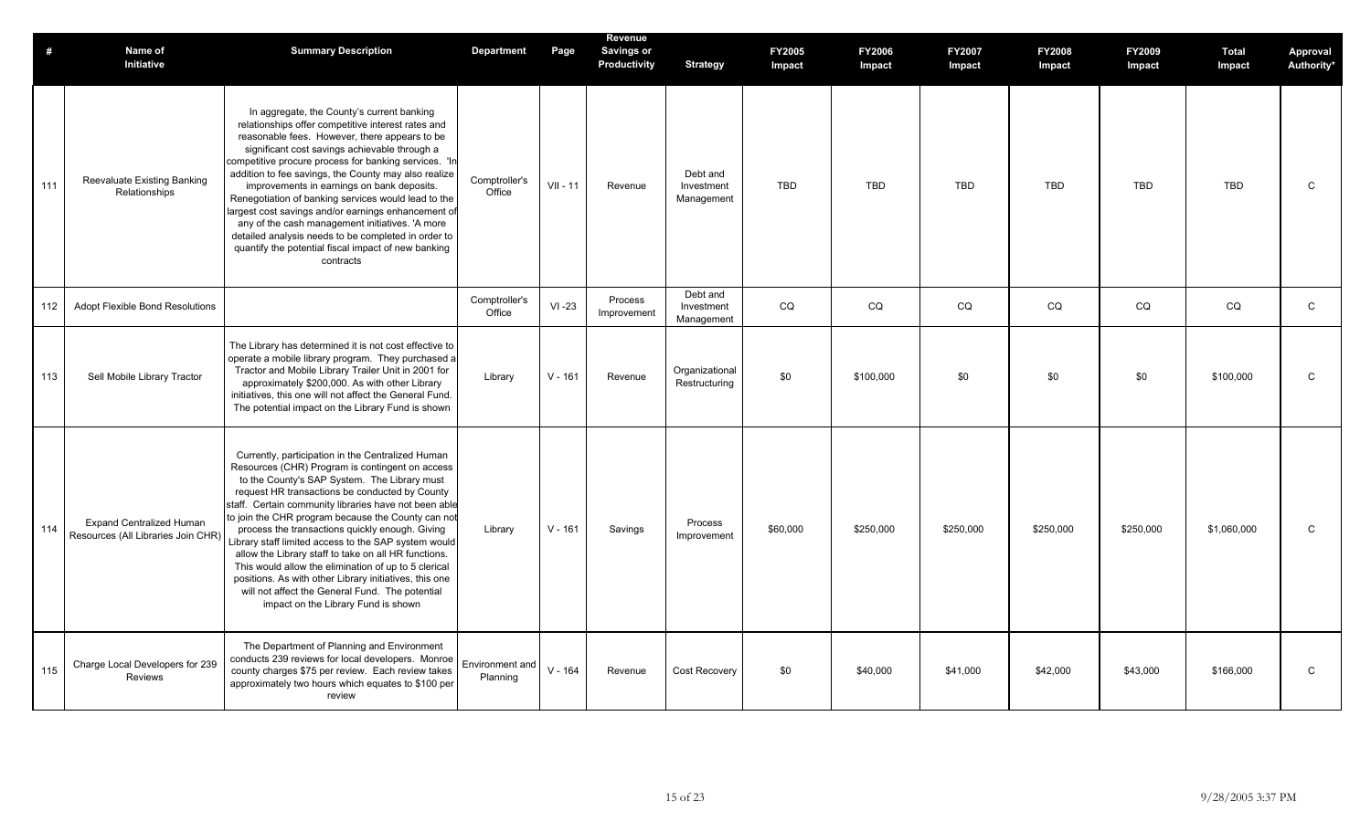| # | Name of Initiative | Summary Description | Department | Page | Revenue Savings or Productivity | Strategy | FY2005 Impact | FY2006 Impact | FY2007 Impact | FY2008 Impact | FY2009 Impact | Total Impact | Approval Authority* |
|---|---|---|---|---|---|---|---|---|---|---|---|---|---|
| 111 | Reevaluate Existing Banking Relationships | In aggregate, the County's current banking relationships offer competitive interest rates and reasonable fees. However, there appears to be significant cost savings achievable through a competitive procure process for banking services. 'In addition to fee savings, the County may also realize improvements in earnings on bank deposits. Renegotiation of banking services would lead to the largest cost savings and/or earnings enhancement of any of the cash management initiatives. 'A more detailed analysis needs to be completed in order to quantify the potential fiscal impact of new banking contracts | Comptroller's Office | VII - 11 | Revenue | Debt and Investment Management | TBD | TBD | TBD | TBD | TBD | TBD | C |
| 112 | Adopt Flexible Bond Resolutions | | Comptroller's Office | VI -23 | Process Improvement | Debt and Investment Management | CQ | CQ | CQ | CQ | CQ | CQ | C |
| 113 | Sell Mobile Library Tractor | The Library has determined it is not cost effective to operate a mobile library program. They purchased a Tractor and Mobile Library Trailer Unit in 2001 for approximately $200,000. As with other Library initiatives, this one will not affect the General Fund. The potential impact on the Library Fund is shown | Library | V - 161 | Revenue | Organizational Restructuring | $0 | $100,000 | $0 | $0 | $0 | $100,000 | C |
| 114 | Expand Centralized Human Resources (All Libraries Join CHR) | Currently, participation in the Centralized Human Resources (CHR) Program is contingent on access to the County's SAP System. The Library must request HR transactions be conducted by County staff. Certain community libraries have not been able to join the CHR program because the County can not process the transactions quickly enough. Giving Library staff limited access to the SAP system would allow the Library staff to take on all HR functions. This would allow the elimination of up to 5 clerical positions. As with other Library initiatives, this one will not affect the General Fund. The potential impact on the Library Fund is shown | Library | V - 161 | Savings | Process Improvement | $60,000 | $250,000 | $250,000 | $250,000 | $250,000 | $1,060,000 | C |
| 115 | Charge Local Developers for 239 Reviews | The Department of Planning and Environment conducts 239 reviews for local developers. Monroe county charges $75 per review. Each review takes approximately two hours which equates to $100 per review | Environment and Planning | V - 164 | Revenue | Cost Recovery | $0 | $40,000 | $41,000 | $42,000 | $43,000 | $166,000 | C |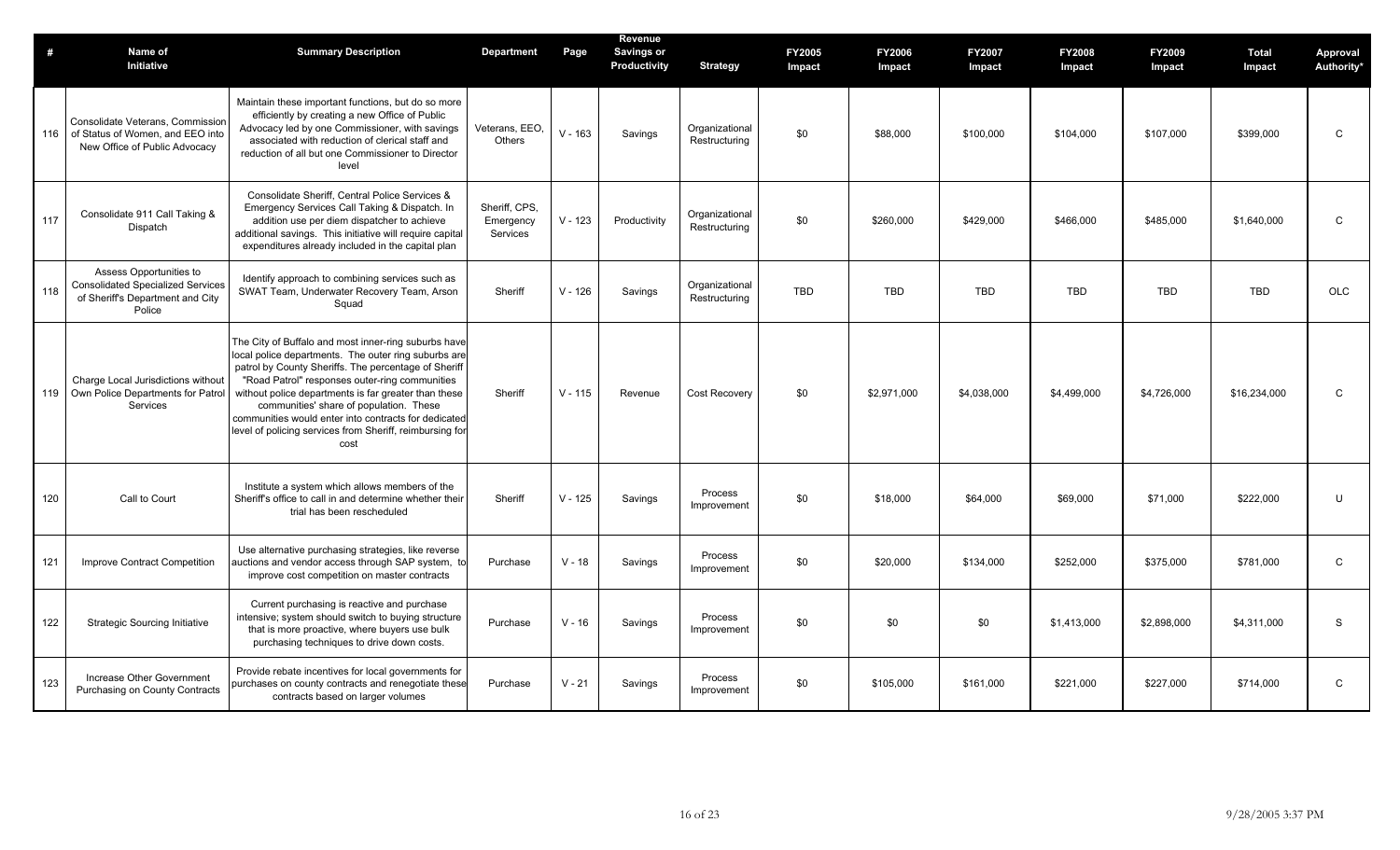| # | Name of Initiative | Summary Description | Department | Page | Revenue Savings or Productivity | Strategy | FY2005 Impact | FY2006 Impact | FY2007 Impact | FY2008 Impact | FY2009 Impact | Total Impact | Approval Authority* |
|---|---|---|---|---|---|---|---|---|---|---|---|---|---|
| 116 | Consolidate Veterans, Commission of Status of Women, and EEO into New Office of Public Advocacy | Maintain these important functions, but do so more efficiently by creating a new Office of Public Advocacy led by one Commissioner, with savings associated with reduction of clerical staff and reduction of all but one Commissioner to Director level | Veterans, EEO, Others | V - 163 | Savings | Organizational Restructuring | $0 | $88,000 | $100,000 | $104,000 | $107,000 | $399,000 | C |
| 117 | Consolidate 911 Call Taking & Dispatch | Consolidate Sheriff, Central Police Services & Emergency Services Call Taking & Dispatch. In addition use per diem dispatcher to achieve additional savings. This initiative will require capital expenditures already included in the capital plan | Sheriff, CPS, Emergency Services | V - 123 | Productivity | Organizational Restructuring | $0 | $260,000 | $429,000 | $466,000 | $485,000 | $1,640,000 | C |
| 118 | Assess Opportunities to Consolidated Specialized Services of Sheriff's Department and City Police | Identify approach to combining services such as SWAT Team, Underwater Recovery Team, Arson Squad | Sheriff | V - 126 | Savings | Organizational Restructuring | TBD | TBD | TBD | TBD | TBD | TBD | OLC |
| 119 | Charge Local Jurisdictions without Own Police Departments for Patrol Services | The City of Buffalo and most inner-ring suburbs have local police departments. The outer ring suburbs are patrol by County Sheriffs. The percentage of Sheriff "Road Patrol" responses outer-ring communities without police departments is far greater than these communities' share of population. These communities would enter into contracts for dedicated level of policing services from Sheriff, reimbursing for cost | Sheriff | V - 115 | Revenue | Cost Recovery | $0 | $2,971,000 | $4,038,000 | $4,499,000 | $4,726,000 | $16,234,000 | C |
| 120 | Call to Court | Institute a system which allows members of the Sheriff's office to call in and determine whether their trial has been rescheduled | Sheriff | V - 125 | Savings | Process Improvement | $0 | $18,000 | $64,000 | $69,000 | $71,000 | $222,000 | U |
| 121 | Improve Contract Competition | Use alternative purchasing strategies, like reverse auctions and vendor access through SAP system, to improve cost competition on master contracts | Purchase | V - 18 | Savings | Process Improvement | $0 | $20,000 | $134,000 | $252,000 | $375,000 | $781,000 | C |
| 122 | Strategic Sourcing Initiative | Current purchasing is reactive and purchase intensive; system should switch to buying structure that is more proactive, where buyers use bulk purchasing techniques to drive down costs. | Purchase | V - 16 | Savings | Process Improvement | $0 | $0 | $0 | $1,413,000 | $2,898,000 | $4,311,000 | S |
| 123 | Increase Other Government Purchasing on County Contracts | Provide rebate incentives for local governments for purchases on county contracts and renegotiate these contracts based on larger volumes | Purchase | V - 21 | Savings | Process Improvement | $0 | $105,000 | $161,000 | $221,000 | $227,000 | $714,000 | C |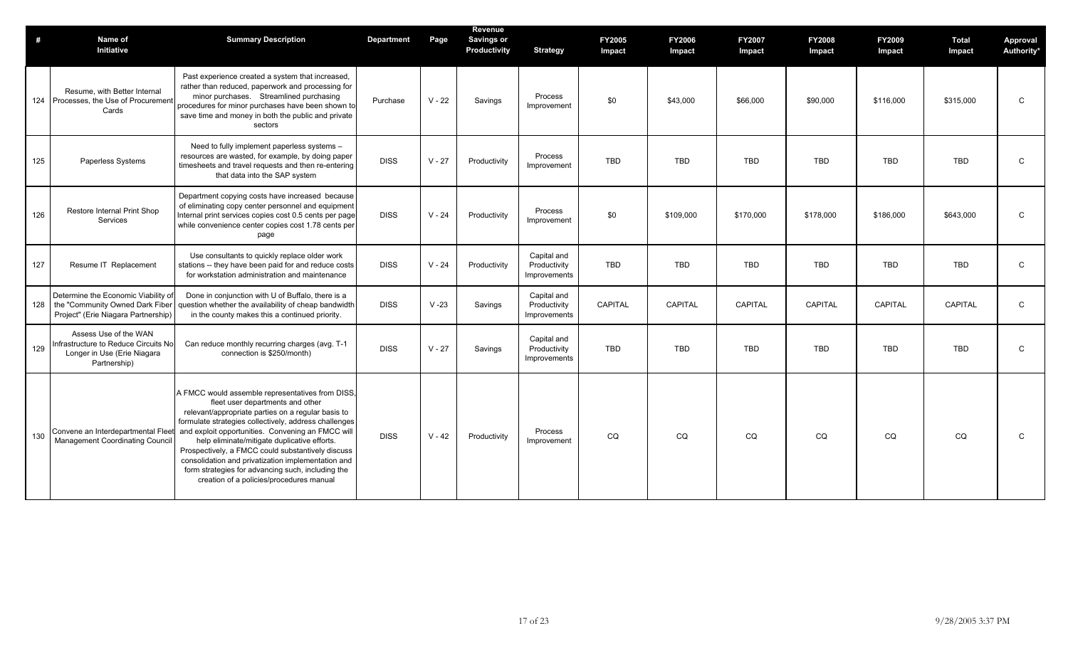| # | Name of Initiative | Summary Description | Department | Page | Revenue Savings or Productivity | Strategy | FY2005 Impact | FY2006 Impact | FY2007 Impact | FY2008 Impact | FY2009 Impact | Total Impact | Approval Authority* |
|---|---|---|---|---|---|---|---|---|---|---|---|---|---|
| 124 | Resume, with Better Internal Processes, the Use of Procurement Cards | Past experience created a system that increased, rather than reduced, paperwork and processing for minor purchases. Streamlined purchasing procedures for minor purchases have been shown to save time and money in both the public and private sectors | Purchase | V - 22 | Savings | Process Improvement | $0 | $43,000 | $66,000 | $90,000 | $116,000 | $315,000 | C |
| 125 | Paperless Systems | Need to fully implement paperless systems – resources are wasted, for example, by doing paper timesheets and travel requests and then re-entering that data into the SAP system | DISS | V - 27 | Productivity | Process Improvement | TBD | TBD | TBD | TBD | TBD | TBD | C |
| 126 | Restore Internal Print Shop Services | Department copying costs have increased because of eliminating copy center personnel and equipment Internal print services copies cost 0.5 cents per page while convenience center copies cost 1.78 cents per page | DISS | V - 24 | Productivity | Process Improvement | $0 | $109,000 | $170,000 | $178,000 | $186,000 | $643,000 | C |
| 127 | Resume IT Replacement | Use consultants to quickly replace older work stations -- they have been paid for and reduce costs for workstation administration and maintenance | DISS | V - 24 | Productivity | Capital and Productivity Improvements | TBD | TBD | TBD | TBD | TBD | TBD | C |
| 128 | Determine the Economic Viability of the "Community Owned Dark Fiber Project" (Erie Niagara Partnership) | Done in conjunction with U of Buffalo, there is a question whether the availability of cheap bandwidth in the county makes this a continued priority. | DISS | V -23 | Savings | Capital and Productivity Improvements | CAPITAL | CAPITAL | CAPITAL | CAPITAL | CAPITAL | CAPITAL | C |
| 129 | Assess Use of the WAN Infrastructure to Reduce Circuits No Longer in Use (Erie Niagara Partnership) | Can reduce monthly recurring charges (avg. T-1 connection is $250/month) | DISS | V - 27 | Savings | Capital and Productivity Improvements | TBD | TBD | TBD | TBD | TBD | TBD | C |
| 130 | Convene an Interdepartmental Fleet Management Coordinating Council | A FMCC would assemble representatives from DISS, fleet user departments and other relevant/appropriate parties on a regular basis to formulate strategies collectively, address challenges and exploit opportunities. Convening an FMCC will help eliminate/mitigate duplicative efforts. Prospectively, a FMCC could substantively discuss consolidation and privatization implementation and form strategies for advancing such, including the creation of a policies/procedures manual | DISS | V - 42 | Productivity | Process Improvement | CQ | CQ | CQ | CQ | CQ | CQ | C |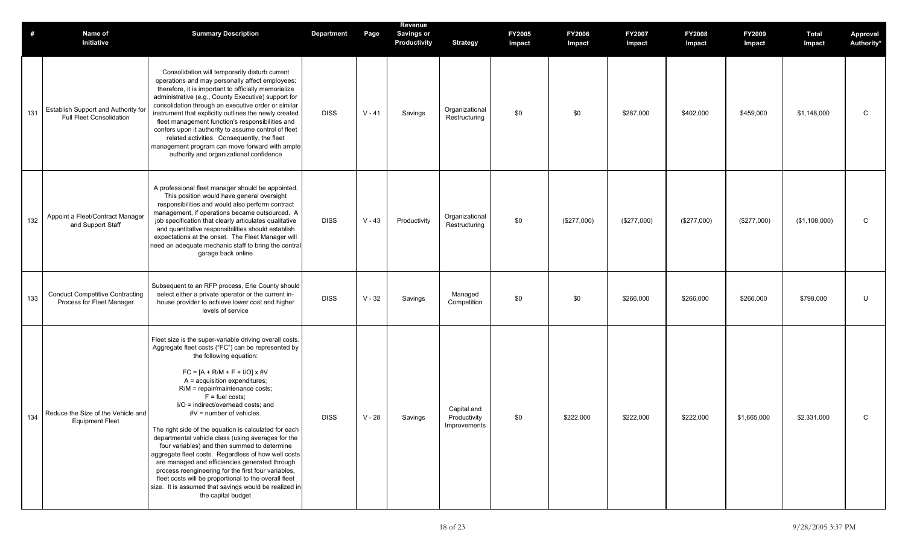| # | Name of Initiative | Summary Description | Department | Page | Revenue Savings or Productivity | Strategy | FY2005 Impact | FY2006 Impact | FY2007 Impact | FY2008 Impact | FY2009 Impact | Total Impact | Approval Authority* |
|---|---|---|---|---|---|---|---|---|---|---|---|---|---|
| 131 | Establish Support and Authority for Full Fleet Consolidation | Consolidation will temporarily disturb current operations and may personally affect employees; therefore, it is important to officially memorialize administrative (e.g., County Executive) support for consolidation through an executive order or similar instrument that explicitly outlines the newly created fleet management function's responsibilities and confers upon it authority to assume control of fleet related activities. Consequently, the fleet management program can move forward with ample authority and organizational confidence | DISS | V - 41 | Savings | Organizational Restructuring | $0 | $0 | $287,000 | $402,000 | $459,000 | $1,148,000 | C |
| 132 | Appoint a Fleet/Contract Manager and Support Staff | A professional fleet manager should be appointed. This position would have general oversight responsibilities and would also perform contract management, if operations became outsourced. A job specification that clearly articulates qualitative and quantitative responsibilities should establish expectations at the onset. The Fleet Manager will need an adequate mechanic staff to bring the central garage back online | DISS | V - 43 | Productivity | Organizational Restructuring | $0 | ($277,000) | ($277,000) | ($277,000) | ($277,000) | ($1,108,000) | C |
| 133 | Conduct Competitive Contracting Process for Fleet Manager | Subsequent to an RFP process, Erie County should select either a private operator or the current in-house provider to achieve lower cost and higher levels of service | DISS | V - 32 | Savings | Managed Competition | $0 | $0 | $266,000 | $266,000 | $266,000 | $798,000 | U |
| 134 | Reduce the Size of the Vehicle and Equipment Fleet | Fleet size is the super-variable driving overall costs. Aggregate fleet costs ("FC") can be represented by the following equation: $FC = [A + R/M + F + I/O] \times \#V$ A = acquisition expenditures; R/M = repair/maintenance costs; F = fuel costs; I/O = indirect/overhead costs; and #V = number of vehicles. The right side of the equation is calculated for each departmental vehicle class (using averages for the four variables) and then summed to determine aggregate fleet costs. Regardless of how well costs are managed and efficiencies generated through process reengineering for the first four variables, fleet costs will be proportional to the overall fleet size. It is assumed that savings would be realized in the capital budget | DISS | V - 28 | Savings | Capital and Productivity Improvements | $0 | $222,000 | $222,000 | $222,000 | $1,665,000 | $2,331,000 | C |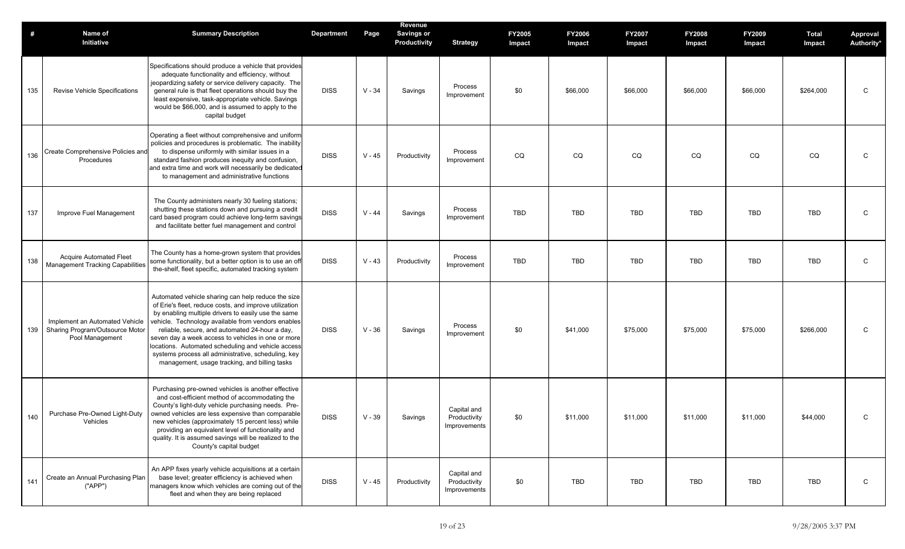| # | Name of Initiative | Summary Description | Department | Page | Revenue Savings or Productivity | Strategy | FY2005 Impact | FY2006 Impact | FY2007 Impact | FY2008 Impact | FY2009 Impact | Total Impact | Approval Authority* |
|---|---|---|---|---|---|---|---|---|---|---|---|---|---|
| 135 | Revise Vehicle Specifications | Specifications should produce a vehicle that provides adequate functionality and efficiency, without jeopardizing safety or service delivery capacity. The general rule is that fleet operations should buy the least expensive, task-appropriate vehicle. Savings would be $66,000, and is assumed to apply to the capital budget | DISS | V - 34 | Savings | Process Improvement | $0 | $66,000 | $66,000 | $66,000 | $66,000 | $264,000 | C |
| 136 | Create Comprehensive Policies and Procedures | Operating a fleet without comprehensive and uniform policies and procedures is problematic. The inability to dispense uniformly with similar issues in a standard fashion produces inequity and confusion, and extra time and work will necessarily be dedicated to management and administrative functions | DISS | V - 45 | Productivity | Process Improvement | CQ | CQ | CQ | CQ | CQ | CQ | C |
| 137 | Improve Fuel Management | The County administers nearly 30 fueling stations; shutting these stations down and pursuing a credit card based program could achieve long-term savings and facilitate better fuel management and control | DISS | V - 44 | Savings | Process Improvement | TBD | TBD | TBD | TBD | TBD | TBD | C |
| 138 | Acquire Automated Fleet Management Tracking Capabilities | The County has a home-grown system that provides some functionality, but a better option is to use an off the-shelf, fleet specific, automated tracking system | DISS | V - 43 | Productivity | Process Improvement | TBD | TBD | TBD | TBD | TBD | TBD | C |
| 139 | Implement an Automated Vehicle Sharing Program/Outsource Motor Pool Management | Automated vehicle sharing can help reduce the size of Erie's fleet, reduce costs, and improve utilization by enabling multiple drivers to easily use the same vehicle. Technology available from vendors enables reliable, secure, and automated 24-hour a day, seven day a week access to vehicles in one or more locations. Automated scheduling and vehicle access systems process all administrative, scheduling, key management, usage tracking, and billing tasks | DISS | V - 36 | Savings | Process Improvement | $0 | $41,000 | $75,000 | $75,000 | $75,000 | $266,000 | C |
| 140 | Purchase Pre-Owned Light-Duty Vehicles | Purchasing pre-owned vehicles is another effective and cost-efficient method of accommodating the County's light-duty vehicle purchasing needs. Pre-owned vehicles are less expensive than comparable new vehicles (approximately 15 percent less) while providing an equivalent level of functionality and quality. It is assumed savings will be realized to the County's capital budget | DISS | V - 39 | Savings | Capital and Productivity Improvements | $0 | $11,000 | $11,000 | $11,000 | $11,000 | $44,000 | C |
| 141 | Create an Annual Purchasing Plan ("APP") | An APP fixes yearly vehicle acquisitions at a certain base level; greater efficiency is achieved when managers know which vehicles are coming out of the fleet and when they are being replaced | DISS | V - 45 | Productivity | Capital and Productivity Improvements | $0 | TBD | TBD | TBD | TBD | TBD | C |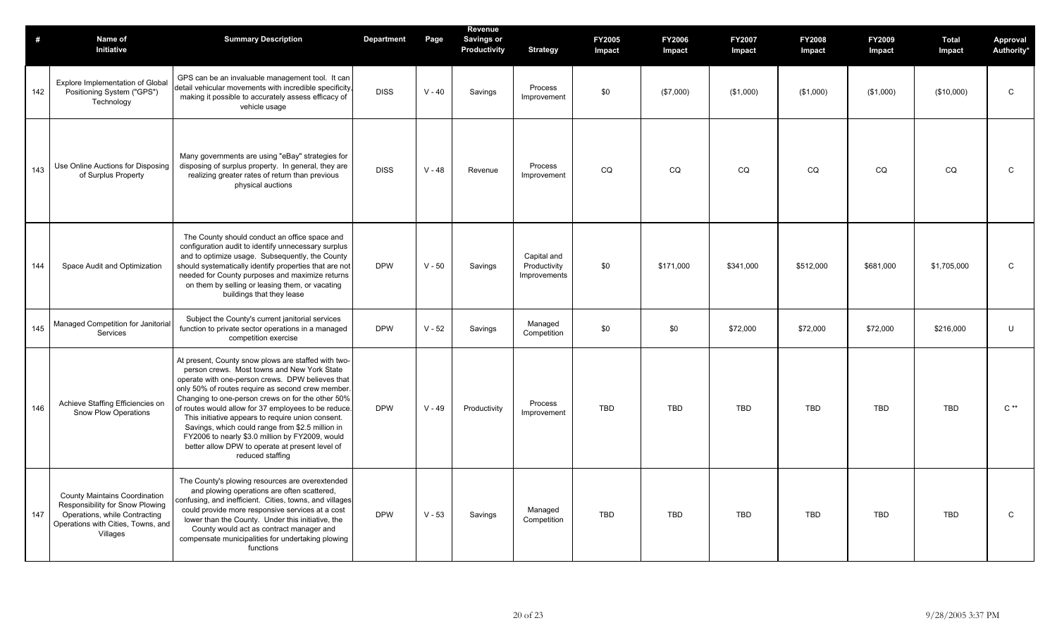| # | Name of Initiative | Summary Description | Department | Page | Revenue Savings or Productivity | Strategy | FY2005 Impact | FY2006 Impact | FY2007 Impact | FY2008 Impact | FY2009 Impact | Total Impact | Approval Authority* |
|---|---|---|---|---|---|---|---|---|---|---|---|---|---|
| 142 | Explore Implementation of Global Positioning System ("GPS") Technology | GPS can be an invaluable management tool. It can detail vehicular movements with incredible specificity, making it possible to accurately assess efficacy of vehicle usage | DISS | V - 40 | Savings | Process Improvement | $0 | ($7,000) | ($1,000) | ($1,000) | ($1,000) | ($10,000) | C |
| 143 | Use Online Auctions for Disposing of Surplus Property | Many governments are using "eBay" strategies for disposing of surplus property. In general, they are realizing greater rates of return than previous physical auctions | DISS | V - 48 | Revenue | Process Improvement | CQ | CQ | CQ | CQ | CQ | CQ | C |
| 144 | Space Audit and Optimization | The County should conduct an office space and configuration audit to identify unnecessary surplus and to optimize usage. Subsequently, the County should systematically identify properties that are not needed for County purposes and maximize returns on them by selling or leasing them, or vacating buildings that they lease | DPW | V - 50 | Savings | Capital and Productivity Improvements | $0 | $171,000 | $341,000 | $512,000 | $681,000 | $1,705,000 | C |
| 145 | Managed Competition for Janitorial Services | Subject the County's current janitorial services function to private sector operations in a managed competition exercise | DPW | V - 52 | Savings | Managed Competition | $0 | $0 | $72,000 | $72,000 | $72,000 | $216,000 | U |
| 146 | Achieve Staffing Efficiencies on Snow Plow Operations | At present, County snow plows are staffed with two-person crews. Most towns and New York State operate with one-person crews. DPW believes that only 50% of routes require as second crew member. Changing to one-person crews on for the other 50% of routes would allow for 37 employees to be reduce. This initiative appears to require union consent. Savings, which could range from $2.5 million in FY2006 to nearly $3.0 million by FY2009, would better allow DPW to operate at present level of reduced staffing | DPW | V - 49 | Productivity | Process Improvement | TBD | TBD | TBD | TBD | TBD | TBD | C ** |
| 147 | County Maintains Coordination Responsibility for Snow Plowing Operations, while Contracting Operations with Cities, Towns, and Villages | The County's plowing resources are overextended and plowing operations are often scattered, confusing, and inefficient. Cities, towns, and villages could provide more responsive services at a cost lower than the County. Under this initiative, the County would act as contract manager and compensate municipalities for undertaking plowing functions | DPW | V - 53 | Savings | Managed Competition | TBD | TBD | TBD | TBD | TBD | TBD | C |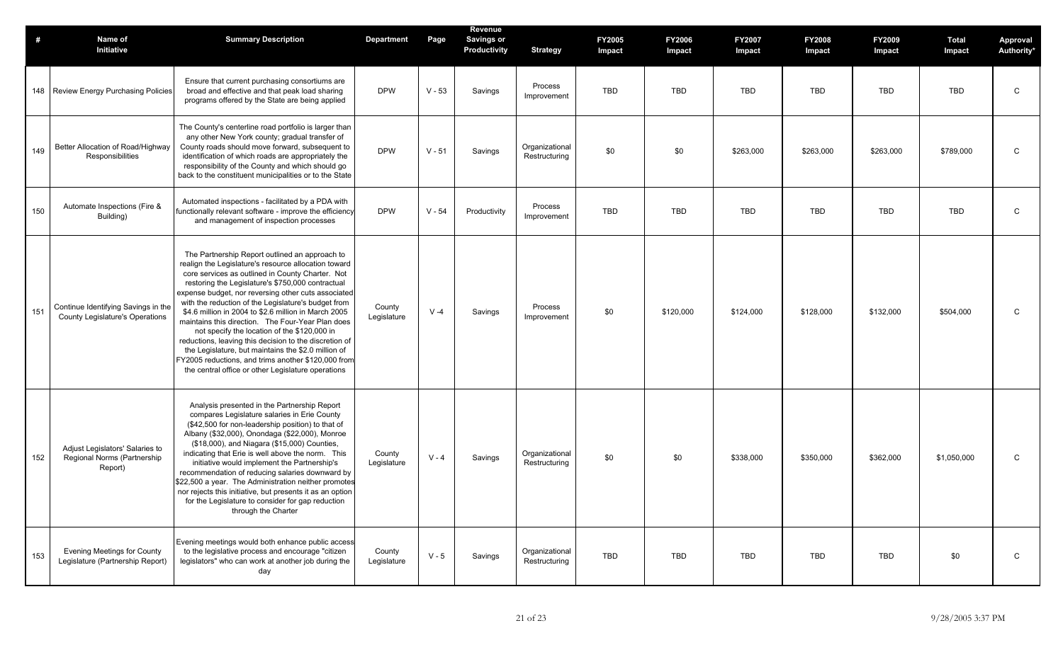| # | Name of Initiative | Summary Description | Department | Page | Revenue Savings or Productivity | Strategy | FY2005 Impact | FY2006 Impact | FY2007 Impact | FY2008 Impact | FY2009 Impact | Total Impact | Approval Authority* |
|---|---|---|---|---|---|---|---|---|---|---|---|---|---|
| 148 | Review Energy Purchasing Policies | Ensure that current purchasing consortiums are broad and effective and that peak load sharing programs offered by the State are being applied | DPW | V - 53 | Savings | Process Improvement | TBD | TBD | TBD | TBD | TBD | TBD | C |
| 149 | Better Allocation of Road/Highway Responsibilities | The County's centerline road portfolio is larger than any other New York county; gradual transfer of County roads should move forward, subsequent to identification of which roads are appropriately the responsibility of the County and which should go back to the constituent municipalities or to the State | DPW | V - 51 | Savings | Organizational Restructuring | $0 | $0 | $263,000 | $263,000 | $263,000 | $789,000 | C |
| 150 | Automate Inspections (Fire & Building) | Automated inspections - facilitated by a PDA with functionally relevant software - improve the efficiency and management of inspection processes | DPW | V - 54 | Productivity | Process Improvement | TBD | TBD | TBD | TBD | TBD | TBD | C |
| 151 | Continue Identifying Savings in the County Legislature's Operations | The Partnership Report outlined an approach to realign the Legislature's resource allocation toward core services as outlined in County Charter. Not restoring the Legislature's $750,000 contractual expense budget, nor reversing other cuts associated with the reduction of the Legislature's budget from $4.6 million in 2004 to $2.6 million in March 2005 maintains this direction. The Four-Year Plan does not specify the location of the $120,000 in reductions, leaving this decision to the discretion of the Legislature, but maintains the $2.0 million of FY2005 reductions, and trims another $120,000 from the central office or other Legislature operations | County Legislature | V -4 | Savings | Process Improvement | $0 | $120,000 | $124,000 | $128,000 | $132,000 | $504,000 | C |
| 152 | Adjust Legislators' Salaries to Regional Norms (Partnership Report) | Analysis presented in the Partnership Report compares Legislature salaries in Erie County ($42,500 for non-leadership position) to that of Albany ($32,000), Onondaga ($22,000), Monroe ($18,000), and Niagara ($15,000) Counties, indicating that Erie is well above the norm. This initiative would implement the Partnership's recommendation of reducing salaries downward by $22,500 a year. The Administration neither promotes nor rejects this initiative, but presents it as an option for the Legislature to consider for gap reduction through the Charter | County Legislature | V - 4 | Savings | Organizational Restructuring | $0 | $0 | $338,000 | $350,000 | $362,000 | $1,050,000 | C |
| 153 | Evening Meetings for County Legislature (Partnership Report) | Evening meetings would both enhance public access to the legislative process and encourage "citizen legislators" who can work at another job during the day | County Legislature | V - 5 | Savings | Organizational Restructuring | TBD | TBD | TBD | TBD | TBD | $0 | C |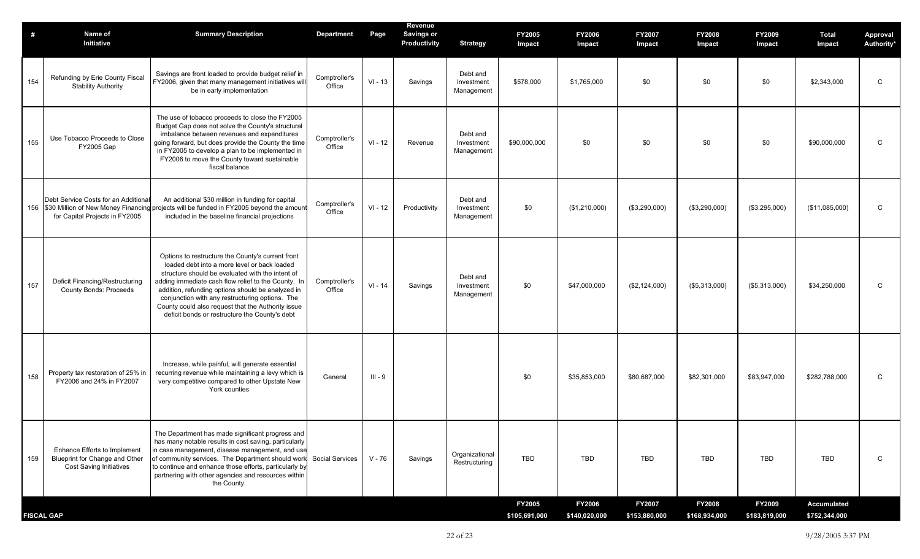| # | Name of Initiative | Summary Description | Department | Page | Revenue Savings or Productivity | Strategy | FY2005 Impact | FY2006 Impact | FY2007 Impact | FY2008 Impact | FY2009 Impact | Total Impact | Approval Authority* |
|---|---|---|---|---|---|---|---|---|---|---|---|---|---|
| 154 | Refunding by Erie County Fiscal Stability Authority | Savings are front loaded to provide budget relief in FY2006, given that many management initiatives will be in early implementation | Comptroller's Office | VI - 13 | Savings | Debt and Investment Management | $578,000 | $1,765,000 | $0 | $0 | $0 | $2,343,000 | C |
| 155 | Use Tobacco Proceeds to Close FY2005 Gap | The use of tobacco proceeds to close the FY2005 Budget Gap does not solve the County's structural imbalance between revenues and expenditures going forward, but does provide the County the time in FY2005 to develop a plan to be implemented in FY2006 to move the County toward sustainable fiscal balance | Comptroller's Office | VI - 12 | Revenue | Debt and Investment Management | $90,000,000 | $0 | $0 | $0 | $0 | $90,000,000 | C |
| 156 | Debt Service Costs for an Additional $30 Million of New Money Financing for Capital Projects in FY2005 | An additional $30 million in funding for capital projects will be funded in FY2005 beyond the amount included in the baseline financial projections | Comptroller's Office | VI - 12 | Productivity | Debt and Investment Management | $0 | ($1,210,000) | ($3,290,000) | ($3,290,000) | ($3,295,000) | ($11,085,000) | C |
| 157 | Deficit Financing/Restructuring County Bonds: Proceeds | Options to restructure the County's current front loaded debt into a more level or back loaded structure should be evaluated with the intent of adding immediate cash flow relief to the County. In addition, refunding options should be analyzed in conjunction with any restructuring options. The County could also request that the Authority issue deficit bonds or restructure the County's debt | Comptroller's Office | VI - 14 | Savings | Debt and Investment Management | $0 | $47,000,000 | ($2,124,000) | ($5,313,000) | ($5,313,000) | $34,250,000 | C |
| 158 | Property tax restoration of 25% in FY2006 and 24% in FY2007 | Increase, while painful, will generate essential recurring revenue while maintaining a levy which is very competitive compared to other Upstate New York counties | General | III - 9 | | | $0 | $35,853,000 | $80,687,000 | $82,301,000 | $83,947,000 | $282,788,000 | C |
| 159 | Enhance Efforts to Implement Blueprint for Change and Other Cost Saving Initiatives | The Department has made significant progress and has many notable results in cost saving, particularly in case management, disease management, and use of community services. The Department should work to continue and enhance those efforts, particularly by partnering with other agencies and resources within the County. | Social Services | V - 76 | Savings | Organizational Restructuring | TBD | TBD | TBD | TBD | TBD | TBD | C |
| | | | | | | | **FY2005** | **FY2006** | **FY2007** | **FY2008** | **FY2009** | **Accumulated** | |
| **FISCAL GAP** | | | | | | | **$105,691,000** | **$140,020,000** | **$153,880,000** | **$168,934,000** | **$183,819,000** | **$752,344,000** | |

9/28/2005 3:37 PM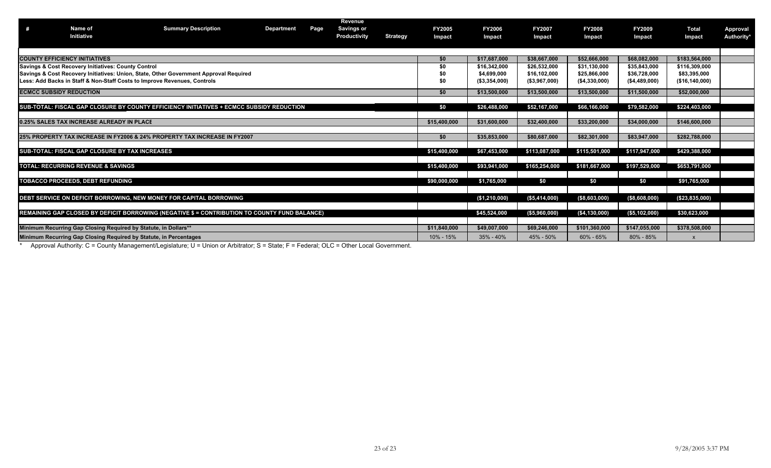| # | Name of Initiative | Summary Description | Department | Page | Revenue Savings or Productivity | Strategy | FY2005 Impact | FY2006 Impact | FY2007 Impact | FY2008 Impact | FY2009 Impact | Total Impact | Approval Authority* |
|---|---|---|---|---|---|---|---|---|---|---|---|---|---|
| **COUNTY EFFICIENCY INITIATIVES** | | | | | | | **$0** | **$17,687,000** | **$38,667,000** | **$52,666,000** | **$68,082,000** | **$183,564,000** | |
| **Savings & Cost Recovery Initiatives: County Control** | | | | | | | **$0** | **$16,342,000** | **$26,532,000** | **$31,130,000** | **$35,843,000** | **$116,309,000** | |
| **Savings & Cost Recovery Initiatives: Union, State, Other Government Approval Required** | | | | | | | **$0** | **$4,699,000** | **$16,102,000** | **$25,866,000** | **$36,728,000** | **$83,395,000** | |
| **Less: Add Backs in Staff & Non-Staff Costs to Improve Revenues, Controls** | | | | | | | **$0** | **($3,354,000)** | **($3,967,000)** | **($4,330,000)** | **($4,489,000)** | **($16,140,000)** | |
| **ECMCC SUBSIDY REDUCTION** | | | | | | | **$0** | **$13,500,000** | **$13,500,000** | **$13,500,000** | **$11,500,000** | **$52,000,000** | |
| **SUB-TOTAL: FISCAL GAP CLOSURE BY COUNTY EFFICIENCY INITIATIVES + ECMCC SUBSIDY REDUCTION** | | | | | | | **$0** | **$26,488,000** | **$52,167,000** | **$66,166,000** | **$79,582,000** | **$224,403,000** | |
| **0.25% SALES TAX INCREASE ALREADY IN PLACE** | | | | | | | **$15,400,000** | **$31,600,000** | **$32,400,000** | **$33,200,000** | **$34,000,000** | **$146,600,000** | |
| **25% PROPERTY TAX INCREASE IN FY2006 & 24% PROPERTY TAX INCREASE IN FY2007** | | | | | | | **$0** | **$35,853,000** | **$80,687,000** | **$82,301,000** | **$83,947,000** | **$282,788,000** | |
| **SUB-TOTAL: FISCAL GAP CLOSURE BY TAX INCREASES** | | | | | | | **$15,400,000** | **$67,453,000** | **$113,087,000** | **$115,501,000** | **$117,947,000** | **$429,388,000** | |
| **TOTAL: RECURRING REVENUE & SAVINGS** | | | | | | | **$15,400,000** | **$93,941,000** | **$165,254,000** | **$181,667,000** | **$197,529,000** | **$653,791,000** | |
| **TOBACCO PROCEEDS, DEBT REFUNDING** | | | | | | | **$90,000,000** | **$1,765,000** | **$0** | **$0** | **$0** | **$91,765,000** | |
| **DEBT SERVICE ON DEFICIT BORROWING, NEW MONEY FOR CAPITAL BORROWING** | | | | | | | | **($1,210,000)** | **($5,414,000)** | **($8,603,000)** | **($8,608,000)** | **($23,835,000)** | |
| **REMAINING GAP CLOSED BY DEFICIT BORROWING (NEGATIVE $ = CONTRIBUTION TO COUNTY FUND BALANCE)** | | | | | | | | **$45,524,000** | **($5,960,000)** | **($4,130,000)** | **($5,102,000)** | **$30,623,000** | |
| **Minimum Recurring Gap Closing Required by Statute, in Dollars**** | | | | | | | **$11,840,000** | **$49,007,000** | **$69,246,000** | **$101,360,000** | **$147,055,000** | **$378,508,000** | |
| **Minimum Recurring Gap Closing Required by Statute, in Percentages** | | | | | | | 10% - 15% | 35% - 40% | 45% - 50% | 60% - 65% | 80% - 85% | x | |

\* Approval Authority: C = County Management/Legislature; U = Union or Arbitrator; S = State; F = Federal; OLC = Other Local Government.